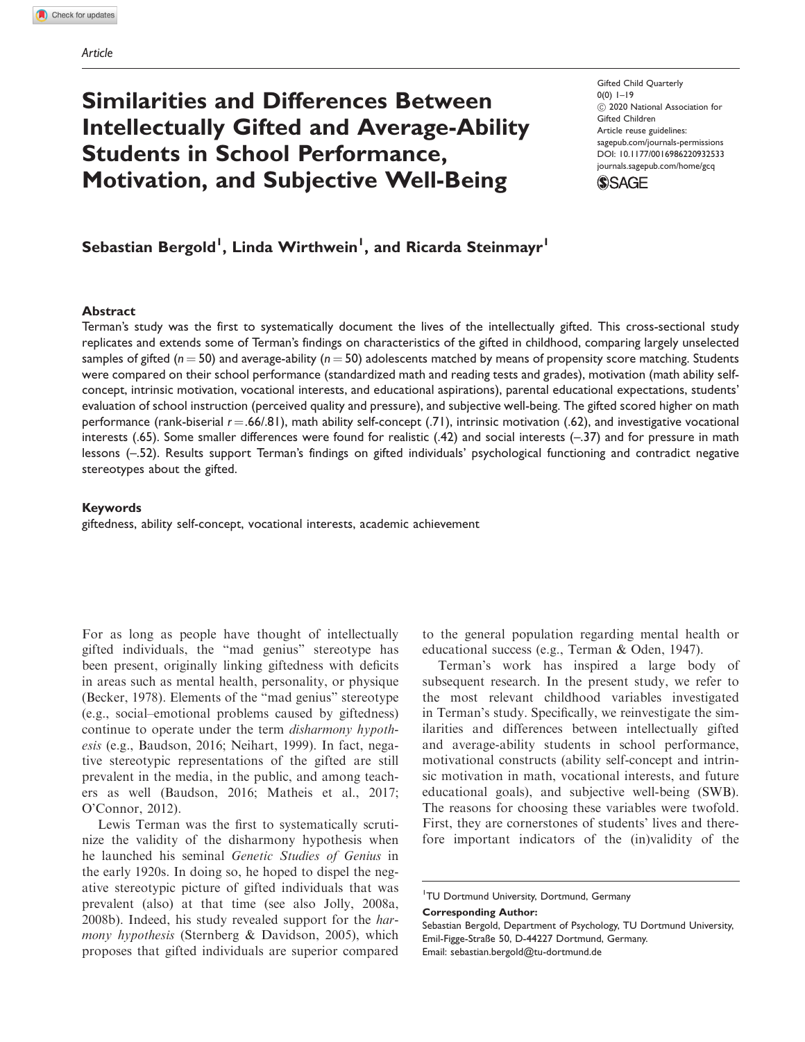Article

# Similarities and Differences Between Intellectually Gifted and Average-Ability Students in School Performance, Motivation, and Subjective Well-Being

Gifted Child Quarterly
0(0) 1–19
© 2020 National Association for Gifted Children
Article reuse guidelines: sagepub.com/journals-permissions
DOI: 10.1177/0016986220932533
journals.sagepub.com/home/gcq

**Sebastian Bergold[1], Linda Wirthwein[1], and Ricarda Steinmayr[1]**

## Abstract

Terman's study was the first to systematically document the lives of the intellectually gifted. This cross-sectional study replicates and extends some of Terman's findings on characteristics of the gifted in childhood, comparing largely unselected samples of gifted ($n = 50$) and average-ability ($n = 50$) adolescents matched by means of propensity score matching. Students were compared on their school performance (standardized math and reading tests and grades), motivation (math ability self-concept, intrinsic motivation, vocational interests, and educational aspirations), parental educational expectations, students' evaluation of school instruction (perceived quality and pressure), and subjective well-being. The gifted scored higher on math performance (rank-biserial $r = .66/.81$), math ability self-concept (.71), intrinsic motivation (.62), and investigative vocational interests (.65). Some smaller differences were found for realistic (.42) and social interests (–.37) and for pressure in math lessons (–.52). Results support Terman's findings on gifted individuals' psychological functioning and contradict negative stereotypes about the gifted.

## Keywords

giftedness, ability self-concept, vocational interests, academic achievement

For as long as people have thought of intellectually gifted individuals, the "mad genius" stereotype has been present, originally linking giftedness with deficits in areas such as mental health, personality, or physique (Becker, 1978). Elements of the "mad genius" stereotype (e.g., social–emotional problems caused by giftedness) continue to operate under the term *disharmony hypothesis* (e.g., Baudson, 2016; Neihart, 1999). In fact, negative stereotypic representations of the gifted are still prevalent in the media, in the public, and among teachers as well (Baudson, 2016; Matheis et al., 2017; O'Connor, 2012).

Lewis Terman was the first to systematically scrutinize the validity of the disharmony hypothesis when he launched his seminal *Genetic Studies of Genius* in the early 1920s. In doing so, he hoped to dispel the negative stereotypic picture of gifted individuals that was prevalent (also) at that time (see also Jolly, 2008a, 2008b). Indeed, his study revealed support for the *harmony hypothesis* (Sternberg & Davidson, 2005), which proposes that gifted individuals are superior compared to the general population regarding mental health or educational success (e.g., Terman & Oden, 1947).

Terman's work has inspired a large body of subsequent research. In the present study, we refer to the most relevant childhood variables investigated in Terman's study. Specifically, we reinvestigate the similarities and differences between intellectually gifted and average-ability students in school performance, motivational constructs (ability self-concept and intrinsic motivation in math, vocational interests, and future educational goals), and subjective well-being (SWB). The reasons for choosing these variables were twofold. First, they are cornerstones of students' lives and therefore important indicators of the (in)validity of the

[1]TU Dortmund University, Dortmund, Germany

**Corresponding Author:**
Sebastian Bergold, Department of Psychology, TU Dortmund University, Emil-Figge-Straße 50, D-44227 Dortmund, Germany.
Email: sebastian.bergold@tu-dortmund.de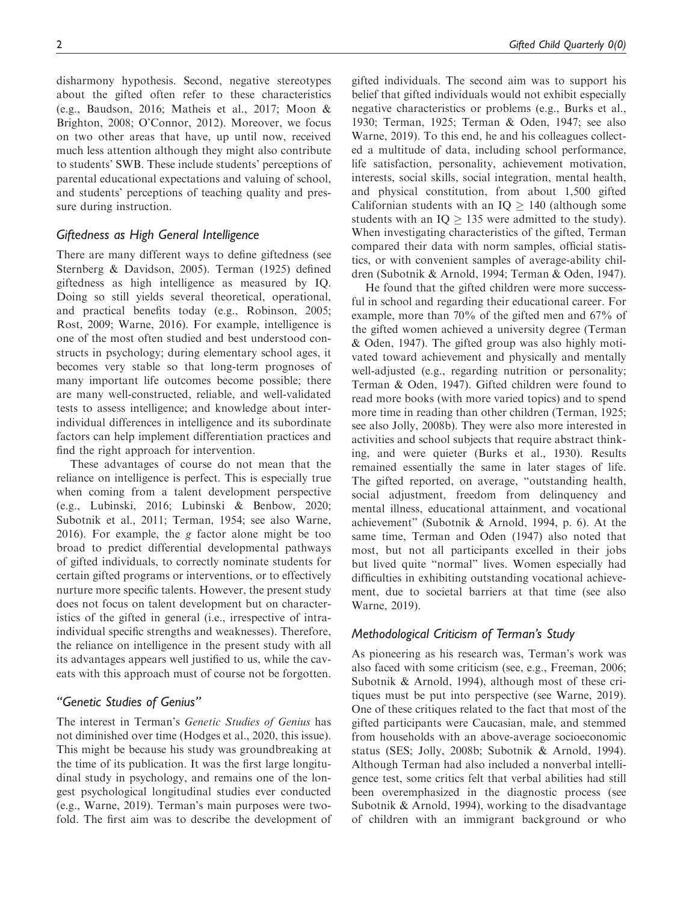disharmony hypothesis. Second, negative stereotypes about the gifted often refer to these characteristics (e.g., Baudson, 2016; Matheis et al., 2017; Moon & Brighton, 2008; O'Connor, 2012). Moreover, we focus on two other areas that have, up until now, received much less attention although they might also contribute to students' SWB. These include students' perceptions of parental educational expectations and valuing of school, and students' perceptions of teaching quality and pressure during instruction.

### Giftedness as High General Intelligence

There are many different ways to define giftedness (see Sternberg & Davidson, 2005). Terman (1925) defined giftedness as high intelligence as measured by IQ. Doing so still yields several theoretical, operational, and practical benefits today (e.g., Robinson, 2005; Rost, 2009; Warne, 2016). For example, intelligence is one of the most often studied and best understood constructs in psychology; during elementary school ages, it becomes very stable so that long-term prognoses of many important life outcomes become possible; there are many well-constructed, reliable, and well-validated tests to assess intelligence; and knowledge about inter-individual differences in intelligence and its subordinate factors can help implement differentiation practices and find the right approach for intervention.

These advantages of course do not mean that the reliance on intelligence is perfect. This is especially true when coming from a talent development perspective (e.g., Lubinski, 2016; Lubinski & Benbow, 2020; Subotnik et al., 2011; Terman, 1954; see also Warne, 2016). For example, the *g* factor alone might be too broad to predict differential developmental pathways of gifted individuals, to correctly nominate students for certain gifted programs or interventions, or to effectively nurture more specific talents. However, the present study does not focus on talent development but on characteristics of the gifted in general (i.e., irrespective of intra-individual specific strengths and weaknesses). Therefore, the reliance on intelligence in the present study with all its advantages appears well justified to us, while the caveats with this approach must of course not be forgotten.

### "Genetic Studies of Genius"

The interest in Terman's *Genetic Studies of Genius* has not diminished over time (Hodges et al., 2020, this issue). This might be because his study was groundbreaking at the time of its publication. It was the first large longitudinal study in psychology, and remains one of the longest psychological longitudinal studies ever conducted (e.g., Warne, 2019). Terman's main purposes were twofold. The first aim was to describe the development of gifted individuals. The second aim was to support his belief that gifted individuals would not exhibit especially negative characteristics or problems (e.g., Burks et al., 1930; Terman, 1925; Terman & Oden, 1947; see also Warne, 2019). To this end, he and his colleagues collected a multitude of data, including school performance, life satisfaction, personality, achievement motivation, interests, social skills, social integration, mental health, and physical constitution, from about 1,500 gifted Californian students with an IQ $\geq$ 140 (although some students with an IQ $\geq$ 135 were admitted to the study). When investigating characteristics of the gifted, Terman compared their data with norm samples, official statistics, or with convenient samples of average-ability children (Subotnik & Arnold, 1994; Terman & Oden, 1947).

He found that the gifted children were more successful in school and regarding their educational career. For example, more than 70% of the gifted men and 67% of the gifted women achieved a university degree (Terman & Oden, 1947). The gifted group was also highly motivated toward achievement and physically and mentally well-adjusted (e.g., regarding nutrition or personality; Terman & Oden, 1947). Gifted children were found to read more books (with more varied topics) and to spend more time in reading than other children (Terman, 1925; see also Jolly, 2008b). They were also more interested in activities and school subjects that require abstract thinking, and were quieter (Burks et al., 1930). Results remained essentially the same in later stages of life. The gifted reported, on average, "outstanding health, social adjustment, freedom from delinquency and mental illness, educational attainment, and vocational achievement" (Subotnik & Arnold, 1994, p. 6). At the same time, Terman and Oden (1947) also noted that most, but not all participants excelled in their jobs but lived quite "normal" lives. Women especially had difficulties in exhibiting outstanding vocational achievement, due to societal barriers at that time (see also Warne, 2019).

### Methodological Criticism of Terman's Study

As pioneering as his research was, Terman's work was also faced with some criticism (see, e.g., Freeman, 2006; Subotnik & Arnold, 1994), although most of these critiques must be put into perspective (see Warne, 2019). One of these critiques related to the fact that most of the gifted participants were Caucasian, male, and stemmed from households with an above-average socioeconomic status (SES; Jolly, 2008b; Subotnik & Arnold, 1994). Although Terman had also included a nonverbal intelligence test, some critics felt that verbal abilities had still been overemphasized in the diagnostic process (see Subotnik & Arnold, 1994), working to the disadvantage of children with an immigrant background or who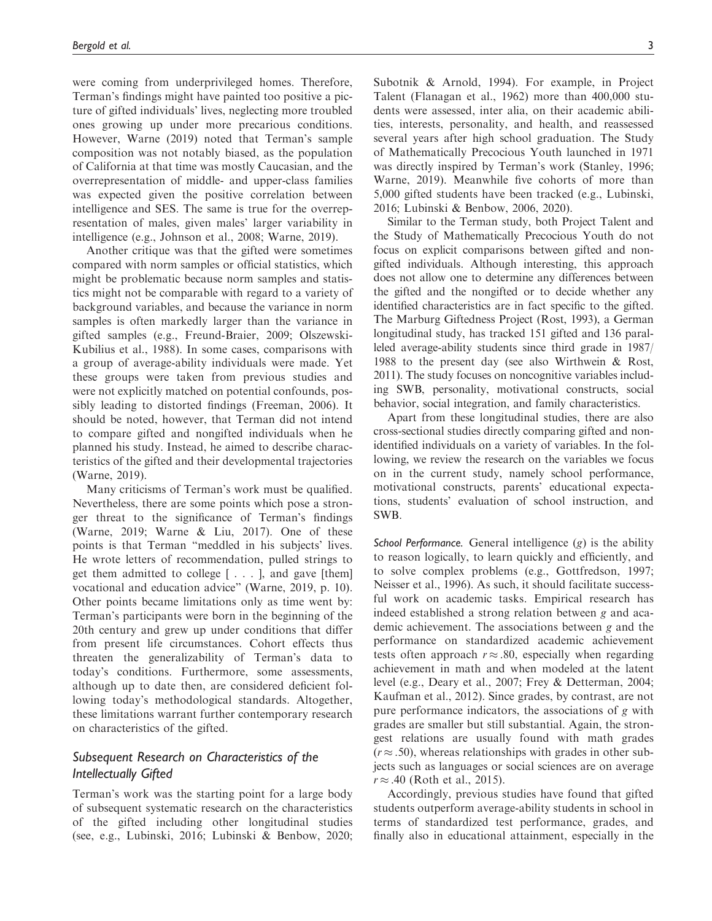were coming from underprivileged homes. Therefore, Terman's findings might have painted too positive a picture of gifted individuals' lives, neglecting more troubled ones growing up under more precarious conditions. However, Warne (2019) noted that Terman's sample composition was not notably biased, as the population of California at that time was mostly Caucasian, and the overrepresentation of middle- and upper-class families was expected given the positive correlation between intelligence and SES. The same is true for the overrepresentation of males, given males' larger variability in intelligence (e.g., Johnson et al., 2008; Warne, 2019).

Another critique was that the gifted were sometimes compared with norm samples or official statistics, which might be problematic because norm samples and statistics might not be comparable with regard to a variety of background variables, and because the variance in norm samples is often markedly larger than the variance in gifted samples (e.g., Freund-Braier, 2009; Olszewski-Kubilius et al., 1988). In some cases, comparisons with a group of average-ability individuals were made. Yet these groups were taken from previous studies and were not explicitly matched on potential confounds, possibly leading to distorted findings (Freeman, 2006). It should be noted, however, that Terman did not intend to compare gifted and nongifted individuals when he planned his study. Instead, he aimed to describe characteristics of the gifted and their developmental trajectories (Warne, 2019).

Many criticisms of Terman's work must be qualified. Nevertheless, there are some points which pose a stronger threat to the significance of Terman's findings (Warne, 2019; Warne & Liu, 2017). One of these points is that Terman "meddled in his subjects' lives. He wrote letters of recommendation, pulled strings to get them admitted to college [ . . . ], and gave [them] vocational and education advice" (Warne, 2019, p. 10). Other points became limitations only as time went by: Terman's participants were born in the beginning of the 20th century and grew up under conditions that differ from present life circumstances. Cohort effects thus threaten the generalizability of Terman's data to today's conditions. Furthermore, some assessments, although up to date then, are considered deficient following today's methodological standards. Altogether, these limitations warrant further contemporary research on characteristics of the gifted.

## Subsequent Research on Characteristics of the Intellectually Gifted

Terman's work was the starting point for a large body of subsequent systematic research on the characteristics of the gifted including other longitudinal studies (see, e.g., Lubinski, 2016; Lubinski & Benbow, 2020; Subotnik & Arnold, 1994). For example, in Project Talent (Flanagan et al., 1962) more than 400,000 students were assessed, inter alia, on their academic abilities, interests, personality, and health, and reassessed several years after high school graduation. The Study of Mathematically Precocious Youth launched in 1971 was directly inspired by Terman's work (Stanley, 1996; Warne, 2019). Meanwhile five cohorts of more than 5,000 gifted students have been tracked (e.g., Lubinski, 2016; Lubinski & Benbow, 2006, 2020).

Similar to the Terman study, both Project Talent and the Study of Mathematically Precocious Youth do not focus on explicit comparisons between gifted and nongifted individuals. Although interesting, this approach does not allow one to determine any differences between the gifted and the nongifted or to decide whether any identified characteristics are in fact specific to the gifted. The Marburg Giftedness Project (Rost, 1993), a German longitudinal study, has tracked 151 gifted and 136 paralleled average-ability students since third grade in 1987/1988 to the present day (see also Wirthwein & Rost, 2011). The study focuses on noncognitive variables including SWB, personality, motivational constructs, social behavior, social integration, and family characteristics.

Apart from these longitudinal studies, there are also cross-sectional studies directly comparing gifted and nonidentified individuals on a variety of variables. In the following, we review the research on the variables we focus on in the current study, namely school performance, motivational constructs, parents' educational expectations, students' evaluation of school instruction, and SWB.

*School Performance.* General intelligence ($g$) is the ability to reason logically, to learn quickly and efficiently, and to solve complex problems (e.g., Gottfredson, 1997; Neisser et al., 1996). As such, it should facilitate successful work on academic tasks. Empirical research has indeed established a strong relation between $g$ and academic achievement. The associations between $g$ and the performance on standardized academic achievement tests often approach $r \approx .80$, especially when regarding achievement in math and when modeled at the latent level (e.g., Deary et al., 2007; Frey & Detterman, 2004; Kaufman et al., 2012). Since grades, by contrast, are not pure performance indicators, the associations of $g$ with grades are smaller but still substantial. Again, the strongest relations are usually found with math grades ($r \approx .50$), whereas relationships with grades in other subjects such as languages or social sciences are on average $r \approx .40$ (Roth et al., 2015).

Accordingly, previous studies have found that gifted students outperform average-ability students in school in terms of standardized test performance, grades, and finally also in educational attainment, especially in the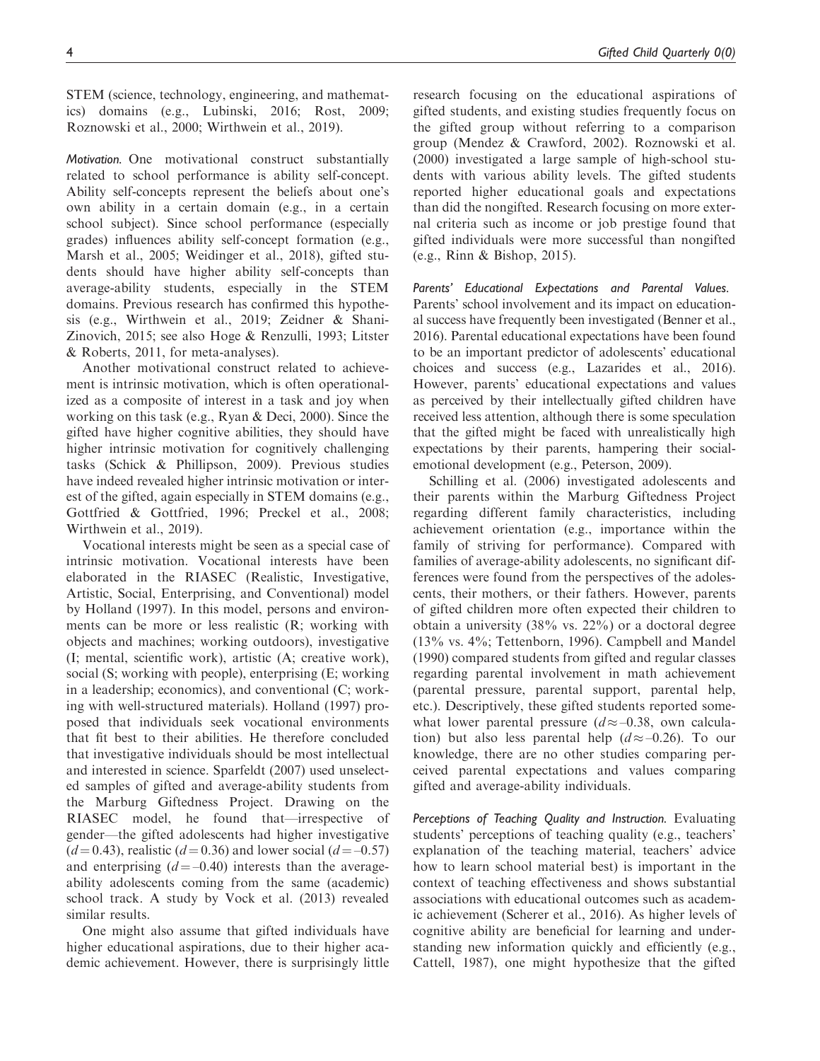STEM (science, technology, engineering, and mathematics) domains (e.g., Lubinski, 2016; Rost, 2009; Roznowski et al., 2000; Wirthwein et al., 2019).

*Motivation.* One motivational construct substantially related to school performance is ability self-concept. Ability self-concepts represent the beliefs about one's own ability in a certain domain (e.g., in a certain school subject). Since school performance (especially grades) influences ability self-concept formation (e.g., Marsh et al., 2005; Weidinger et al., 2018), gifted students should have higher ability self-concepts than average-ability students, especially in the STEM domains. Previous research has confirmed this hypothesis (e.g., Wirthwein et al., 2019; Zeidner & Shani-Zinovich, 2015; see also Hoge & Renzulli, 1993; Litster & Roberts, 2011, for meta-analyses).

Another motivational construct related to achievement is intrinsic motivation, which is often operationalized as a composite of interest in a task and joy when working on this task (e.g., Ryan & Deci, 2000). Since the gifted have higher cognitive abilities, they should have higher intrinsic motivation for cognitively challenging tasks (Schick & Phillipson, 2009). Previous studies have indeed revealed higher intrinsic motivation or interest of the gifted, again especially in STEM domains (e.g., Gottfried & Gottfried, 1996; Preckel et al., 2008; Wirthwein et al., 2019).

Vocational interests might be seen as a special case of intrinsic motivation. Vocational interests have been elaborated in the RIASEC (Realistic, Investigative, Artistic, Social, Enterprising, and Conventional) model by Holland (1997). In this model, persons and environments can be more or less realistic (R; working with objects and machines; working outdoors), investigative (I; mental, scientific work), artistic (A; creative work), social (S; working with people), enterprising (E; working in a leadership; economics), and conventional (C; working with well-structured materials). Holland (1997) proposed that individuals seek vocational environments that fit best to their abilities. He therefore concluded that investigative individuals should be most intellectual and interested in science. Sparfeldt (2007) used unselected samples of gifted and average-ability students from the Marburg Giftedness Project. Drawing on the RIASEC model, he found that—irrespective of gender—the gifted adolescents had higher investigative ($d = 0.43$), realistic ($d = 0.36$) and lower social ($d = -0.57$) and enterprising ($d = -0.40$) interests than the average-ability adolescents coming from the same (academic) school track. A study by Vock et al. (2013) revealed similar results.

One might also assume that gifted individuals have higher educational aspirations, due to their higher academic achievement. However, there is surprisingly little research focusing on the educational aspirations of gifted students, and existing studies frequently focus on the gifted group without referring to a comparison group (Mendez & Crawford, 2002). Roznowski et al. (2000) investigated a large sample of high-school students with various ability levels. The gifted students reported higher educational goals and expectations than did the nongifted. Research focusing on more external criteria such as income or job prestige found that gifted individuals were more successful than nongifted (e.g., Rinn & Bishop, 2015).

*Parents' Educational Expectations and Parental Values.* Parents' school involvement and its impact on educational success have frequently been investigated (Benner et al., 2016). Parental educational expectations have been found to be an important predictor of adolescents' educational choices and success (e.g., Lazarides et al., 2016). However, parents' educational expectations and values as perceived by their intellectually gifted children have received less attention, although there is some speculation that the gifted might be faced with unrealistically high expectations by their parents, hampering their social-emotional development (e.g., Peterson, 2009).

Schilling et al. (2006) investigated adolescents and their parents within the Marburg Giftedness Project regarding different family characteristics, including achievement orientation (e.g., importance within the family of striving for performance). Compared with families of average-ability adolescents, no significant differences were found from the perspectives of the adolescents, their mothers, or their fathers. However, parents of gifted children more often expected their children to obtain a university (38% vs. 22%) or a doctoral degree (13% vs. 4%; Tettenborn, 1996). Campbell and Mandel (1990) compared students from gifted and regular classes regarding parental involvement in math achievement (parental pressure, parental support, parental help, etc.). Descriptively, these gifted students reported somewhat lower parental pressure ($d \approx -0.38$, own calculation) but also less parental help ($d \approx -0.26$). To our knowledge, there are no other studies comparing perceived parental expectations and values comparing gifted and average-ability individuals.

*Perceptions of Teaching Quality and Instruction.* Evaluating students' perceptions of teaching quality (e.g., teachers' explanation of the teaching material, teachers' advice how to learn school material best) is important in the context of teaching effectiveness and shows substantial associations with educational outcomes such as academic achievement (Scherer et al., 2016). As higher levels of cognitive ability are beneficial for learning and understanding new information quickly and efficiently (e.g., Cattell, 1987), one might hypothesize that the gifted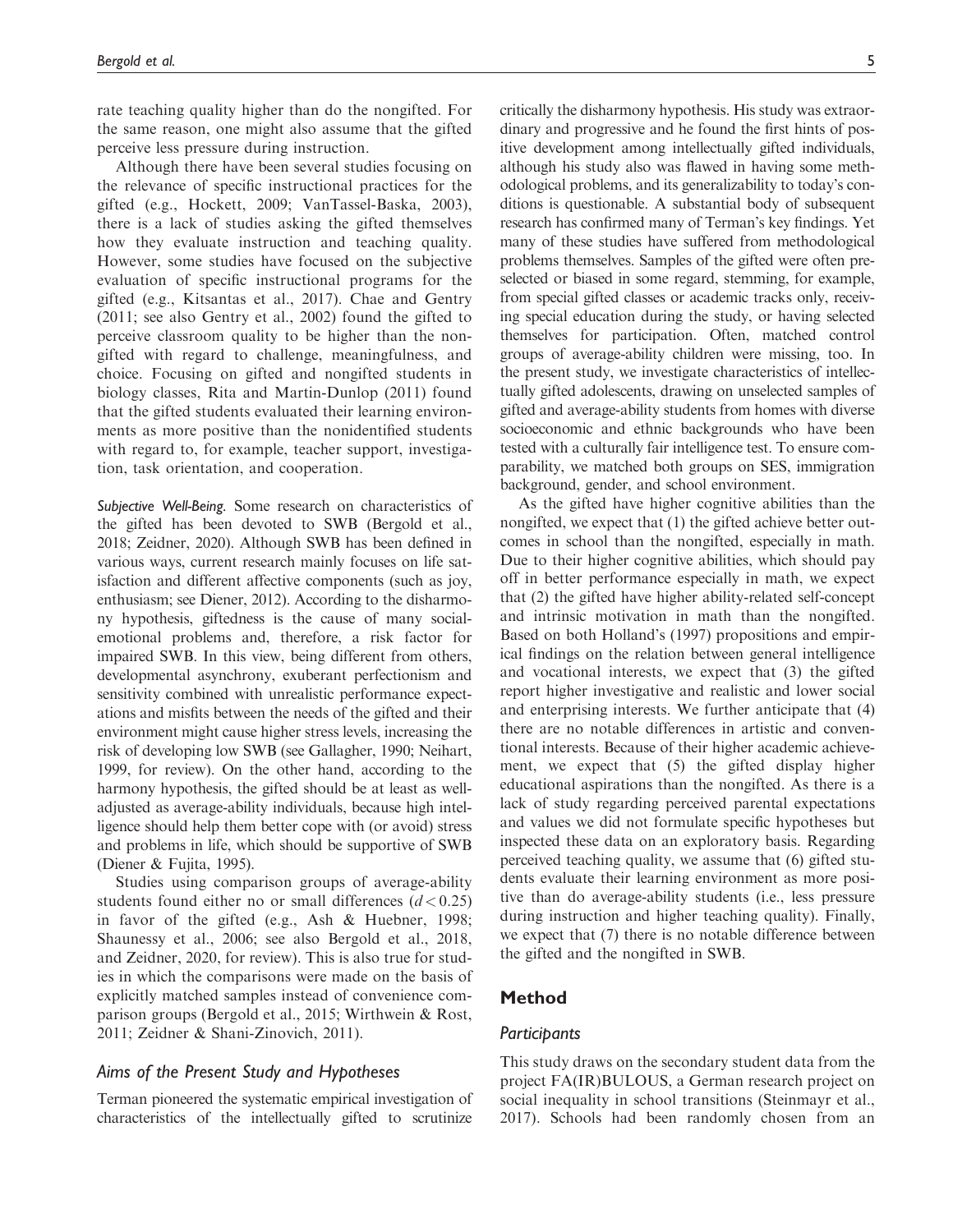rate teaching quality higher than do the nongifted. For the same reason, one might also assume that the gifted perceive less pressure during instruction.

Although there have been several studies focusing on the relevance of specific instructional practices for the gifted (e.g., Hockett, 2009; VanTassel-Baska, 2003), there is a lack of studies asking the gifted themselves how they evaluate instruction and teaching quality. However, some studies have focused on the subjective evaluation of specific instructional programs for the gifted (e.g., Kitsantas et al., 2017). Chae and Gentry (2011; see also Gentry et al., 2002) found the gifted to perceive classroom quality to be higher than the nongifted with regard to challenge, meaningfulness, and choice. Focusing on gifted and nongifted students in biology classes, Rita and Martin-Dunlop (2011) found that the gifted students evaluated their learning environments as more positive than the nonidentified students with regard to, for example, teacher support, investigation, task orientation, and cooperation.

*Subjective Well-Being.* Some research on characteristics of the gifted has been devoted to SWB (Bergold et al., 2018; Zeidner, 2020). Although SWB has been defined in various ways, current research mainly focuses on life satisfaction and different affective components (such as joy, enthusiasm; see Diener, 2012). According to the disharmony hypothesis, giftedness is the cause of many social-emotional problems and, therefore, a risk factor for impaired SWB. In this view, being different from others, developmental asynchrony, exuberant perfectionism and sensitivity combined with unrealistic performance expectations and misfits between the needs of the gifted and their environment might cause higher stress levels, increasing the risk of developing low SWB (see Gallagher, 1990; Neihart, 1999, for review). On the other hand, according to the harmony hypothesis, the gifted should be at least as well-adjusted as average-ability individuals, because high intelligence should help them better cope with (or avoid) stress and problems in life, which should be supportive of SWB (Diener & Fujita, 1995).

Studies using comparison groups of average-ability students found either no or small differences ($d < 0.25$) in favor of the gifted (e.g., Ash & Huebner, 1998; Shaunessy et al., 2006; see also Bergold et al., 2018, and Zeidner, 2020, for review). This is also true for studies in which the comparisons were made on the basis of explicitly matched samples instead of convenience comparison groups (Bergold et al., 2015; Wirthwein & Rost, 2011; Zeidner & Shani-Zinovich, 2011).

### Aims of the Present Study and Hypotheses

Terman pioneered the systematic empirical investigation of characteristics of the intellectually gifted to scrutinize critically the disharmony hypothesis. His study was extraordinary and progressive and he found the first hints of positive development among intellectually gifted individuals, although his study also was flawed in having some methodological problems, and its generalizability to today's conditions is questionable. A substantial body of subsequent research has confirmed many of Terman's key findings. Yet many of these studies have suffered from methodological problems themselves. Samples of the gifted were often preselected or biased in some regard, stemming, for example, from special gifted classes or academic tracks only, receiving special education during the study, or having selected themselves for participation. Often, matched control groups of average-ability children were missing, too. In the present study, we investigate characteristics of intellectually gifted adolescents, drawing on unselected samples of gifted and average-ability students from homes with diverse socioeconomic and ethnic backgrounds who have been tested with a culturally fair intelligence test. To ensure comparability, we matched both groups on SES, immigration background, gender, and school environment.

As the gifted have higher cognitive abilities than the nongifted, we expect that (1) the gifted achieve better outcomes in school than the nongifted, especially in math. Due to their higher cognitive abilities, which should pay off in better performance especially in math, we expect that (2) the gifted have higher ability-related self-concept and intrinsic motivation in math than the nongifted. Based on both Holland's (1997) propositions and empirical findings on the relation between general intelligence and vocational interests, we expect that (3) the gifted report higher investigative and realistic and lower social and enterprising interests. We further anticipate that (4) there are no notable differences in artistic and conventional interests. Because of their higher academic achievement, we expect that (5) the gifted display higher educational aspirations than the nongifted. As there is a lack of study regarding perceived parental expectations and values we did not formulate specific hypotheses but inspected these data on an exploratory basis. Regarding perceived teaching quality, we assume that (6) gifted students evaluate their learning environment as more positive than do average-ability students (i.e., less pressure during instruction and higher teaching quality). Finally, we expect that (7) there is no notable difference between the gifted and the nongifted in SWB.

## Method

### Participants

This study draws on the secondary student data from the project FA(IR)BULOUS, a German research project on social inequality in school transitions (Steinmayr et al., 2017). Schools had been randomly chosen from an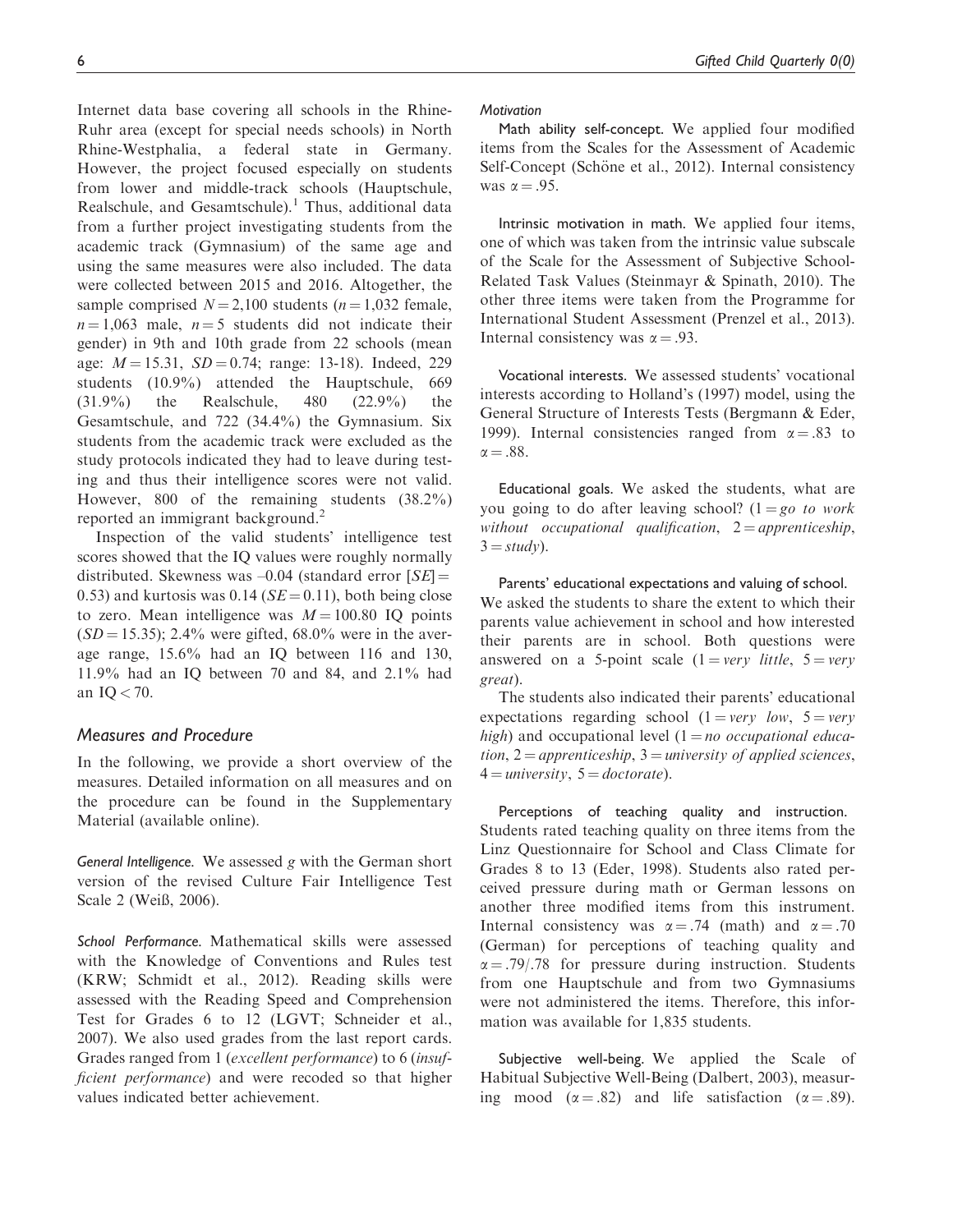Internet data base covering all schools in the Rhine-Ruhr area (except for special needs schools) in North Rhine-Westphalia, a federal state in Germany. However, the project focused especially on students from lower and middle-track schools (Hauptschule, Realschule, and Gesamtschule).[1] Thus, additional data from a further project investigating students from the academic track (Gymnasium) of the same age and using the same measures were also included. The data were collected between 2015 and 2016. Altogether, the sample comprised $N = 2{,}100$ students ($n = 1{,}032$ female, $n = 1{,}063$ male, $n = 5$ students did not indicate their gender) in 9th and 10th grade from 22 schools (mean age: $M = 15.31$, $SD = 0.74$; range: 13-18). Indeed, 229 students (10.9%) attended the Hauptschule, 669 (31.9%) the Realschule, 480 (22.9%) the Gesamtschule, and 722 (34.4%) the Gymnasium. Six students from the academic track were excluded as the study protocols indicated they had to leave during testing and thus their intelligence scores were not valid. However, 800 of the remaining students (38.2%) reported an immigrant background.[2]

Inspection of the valid students' intelligence test scores showed that the IQ values were roughly normally distributed. Skewness was –0.04 (standard error [$SE$] = 0.53) and kurtosis was 0.14 ($SE = 0.11$), both being close to zero. Mean intelligence was $M = 100.80$ IQ points ($SD = 15.35$); 2.4% were gifted, 68.0% were in the average range, 15.6% had an IQ between 116 and 130, 11.9% had an IQ between 70 and 84, and 2.1% had an IQ < 70.

## Measures and Procedure

In the following, we provide a short overview of the measures. Detailed information on all measures and on the procedure can be found in the Supplementary Material (available online).

### General Intelligence.

We assessed $g$ with the German short version of the revised Culture Fair Intelligence Test Scale 2 (Weiß, 2006).

### School Performance.

Mathematical skills were assessed with the Knowledge of Conventions and Rules test (KRW; Schmidt et al., 2012). Reading skills were assessed with the Reading Speed and Comprehension Test for Grades 6 to 12 (LGVT; Schneider et al., 2007). We also used grades from the last report cards. Grades ranged from 1 (*excellent performance*) to 6 (*insufficient performance*) and were recoded so that higher values indicated better achievement.

### Motivation

**Math ability self-concept.** We applied four modified items from the Scales for the Assessment of Academic Self-Concept (Schöne et al., 2012). Internal consistency was $\alpha = .95$.

**Intrinsic motivation in math.** We applied four items, one of which was taken from the intrinsic value subscale of the Scale for the Assessment of Subjective School-Related Task Values (Steinmayr & Spinath, 2010). The other three items were taken from the Programme for International Student Assessment (Prenzel et al., 2013). Internal consistency was $\alpha = .93$.

**Vocational interests.** We assessed students' vocational interests according to Holland's (1997) model, using the General Structure of Interests Tests (Bergmann & Eder, 1999). Internal consistencies ranged from $\alpha = .83$ to $\alpha = .88$.

**Educational goals.** We asked the students, what are you going to do after leaving school? (1 = *go to work without occupational qualification*, 2 = *apprenticeship*, 3 = *study*).

**Parents' educational expectations and valuing of school.** We asked the students to share the extent to which their parents value achievement in school and how interested their parents are in school. Both questions were answered on a 5-point scale (1 = *very little*, 5 = *very great*).

The students also indicated their parents' educational expectations regarding school (1 = *very low*, 5 = *very high*) and occupational level (1 = *no occupational education*, 2 = *apprenticeship*, 3 = *university of applied sciences*, 4 = *university*, 5 = *doctorate*).

**Perceptions of teaching quality and instruction.** Students rated teaching quality on three items from the Linz Questionnaire for School and Class Climate for Grades 8 to 13 (Eder, 1998). Students also rated perceived pressure during math or German lessons on another three modified items from this instrument. Internal consistency was $\alpha = .74$ (math) and $\alpha = .70$ (German) for perceptions of teaching quality and $\alpha = .79/.78$ for pressure during instruction. Students from one Hauptschule and from two Gymnasiums were not administered the items. Therefore, this information was available for 1,835 students.

**Subjective well-being.** We applied the Scale of Habitual Subjective Well-Being (Dalbert, 2003), measuring mood ($\alpha = .82$) and life satisfaction ($\alpha = .89$).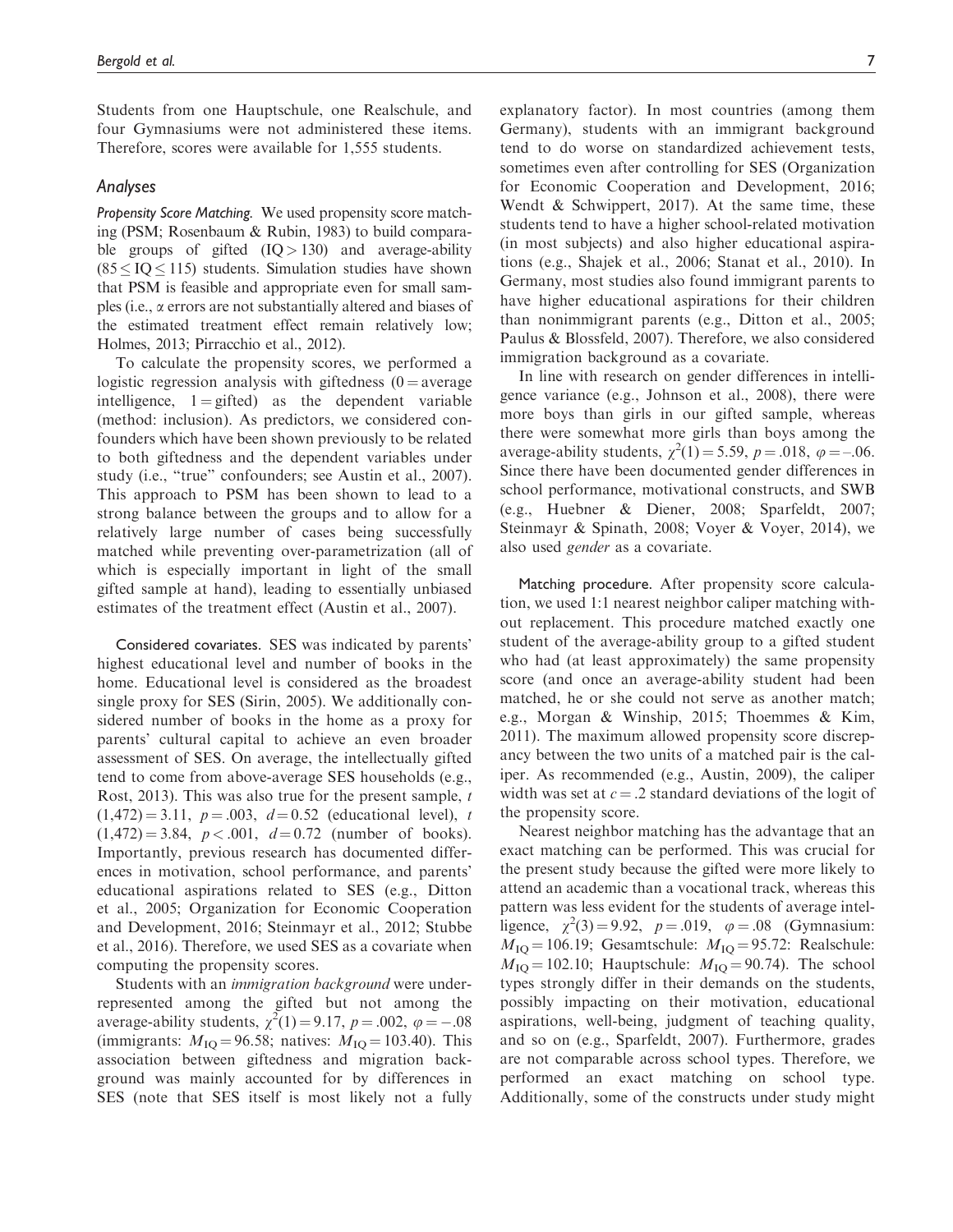Students from one Hauptschule, one Realschule, and four Gymnasiums were not administered these items. Therefore, scores were available for 1,555 students.

### *Analyses*

***Propensity Score Matching.*** We used propensity score matching (PSM; Rosenbaum & Rubin, 1983) to build comparable groups of gifted ($IQ > 130$) and average-ability ($85 \leq IQ \leq 115$) students. Simulation studies have shown that PSM is feasible and appropriate even for small samples (i.e., $\alpha$ errors are not substantially altered and biases of the estimated treatment effect remain relatively low; Holmes, 2013; Pirracchio et al., 2012).

To calculate the propensity scores, we performed a logistic regression analysis with giftedness (0 = average intelligence, 1 = gifted) as the dependent variable (method: inclusion). As predictors, we considered confounders which have been shown previously to be related to both giftedness and the dependent variables under study (i.e., "true" confounders; see Austin et al., 2007). This approach to PSM has been shown to lead to a strong balance between the groups and to allow for a relatively large number of cases being successfully matched while preventing over-parametrization (all of which is especially important in light of the small gifted sample at hand), leading to essentially unbiased estimates of the treatment effect (Austin et al., 2007).

Considered covariates. SES was indicated by parents' highest educational level and number of books in the home. Educational level is considered as the broadest single proxy for SES (Sirin, 2005). We additionally considered number of books in the home as a proxy for parents' cultural capital to achieve an even broader assessment of SES. On average, the intellectually gifted tend to come from above-average SES households (e.g., Rost, 2013). This was also true for the present sample, $t(1{,}472) = 3.11$, $p = .003$, $d = 0.52$ (educational level), $t(1{,}472) = 3.84$, $p < .001$, $d = 0.72$ (number of books). Importantly, previous research has documented differences in motivation, school performance, and parents' educational aspirations related to SES (e.g., Ditton et al., 2005; Organization for Economic Cooperation and Development, 2016; Steinmayr et al., 2012; Stubbe et al., 2016). Therefore, we used SES as a covariate when computing the propensity scores.

Students with an *immigration background* were underrepresented among the gifted but not among the average-ability students, $\chi^2(1) = 9.17$, $p = .002$, $\varphi = -.08$ (immigrants: $M_{IQ} = 96.58$; natives: $M_{IQ} = 103.40$). This association between giftedness and migration background was mainly accounted for by differences in SES (note that SES itself is most likely not a fully explanatory factor). In most countries (among them Germany), students with an immigrant background tend to do worse on standardized achievement tests, sometimes even after controlling for SES (Organization for Economic Cooperation and Development, 2016; Wendt & Schwippert, 2017). At the same time, these students tend to have a higher school-related motivation (in most subjects) and also higher educational aspirations (e.g., Shajek et al., 2006; Stanat et al., 2010). In Germany, most studies also found immigrant parents to have higher educational aspirations for their children than nonimmigrant parents (e.g., Ditton et al., 2005; Paulus & Blossfeld, 2007). Therefore, we also considered immigration background as a covariate.

In line with research on gender differences in intelligence variance (e.g., Johnson et al., 2008), there were more boys than girls in our gifted sample, whereas there were somewhat more girls than boys among the average-ability students, $\chi^2(1) = 5.59$, $p = .018$, $\varphi = -.06$. Since there have been documented gender differences in school performance, motivational constructs, and SWB (e.g., Huebner & Diener, 2008; Sparfeldt, 2007; Steinmayr & Spinath, 2008; Voyer & Voyer, 2014), we also used *gender* as a covariate.

Matching procedure. After propensity score calculation, we used 1:1 nearest neighbor caliper matching without replacement. This procedure matched exactly one student of the average-ability group to a gifted student who had (at least approximately) the same propensity score (and once an average-ability student had been matched, he or she could not serve as another match; e.g., Morgan & Winship, 2015; Thoemmes & Kim, 2011). The maximum allowed propensity score discrepancy between the two units of a matched pair is the caliper. As recommended (e.g., Austin, 2009), the caliper width was set at $c = .2$ standard deviations of the logit of the propensity score.

Nearest neighbor matching has the advantage that an exact matching can be performed. This was crucial for the present study because the gifted were more likely to attend an academic than a vocational track, whereas this pattern was less evident for the students of average intelligence, $\chi^2(3) = 9.92$, $p = .019$, $\varphi = .08$ (Gymnasium: $M_{IQ} = 106.19$; Gesamtschule: $M_{IQ} = 95.72$: Realschule: $M_{IQ} = 102.10$; Hauptschule: $M_{IQ} = 90.74$). The school types strongly differ in their demands on the students, possibly impacting on their motivation, educational aspirations, well-being, judgment of teaching quality, and so on (e.g., Sparfeldt, 2007). Furthermore, grades are not comparable across school types. Therefore, we performed an exact matching on school type. Additionally, some of the constructs under study might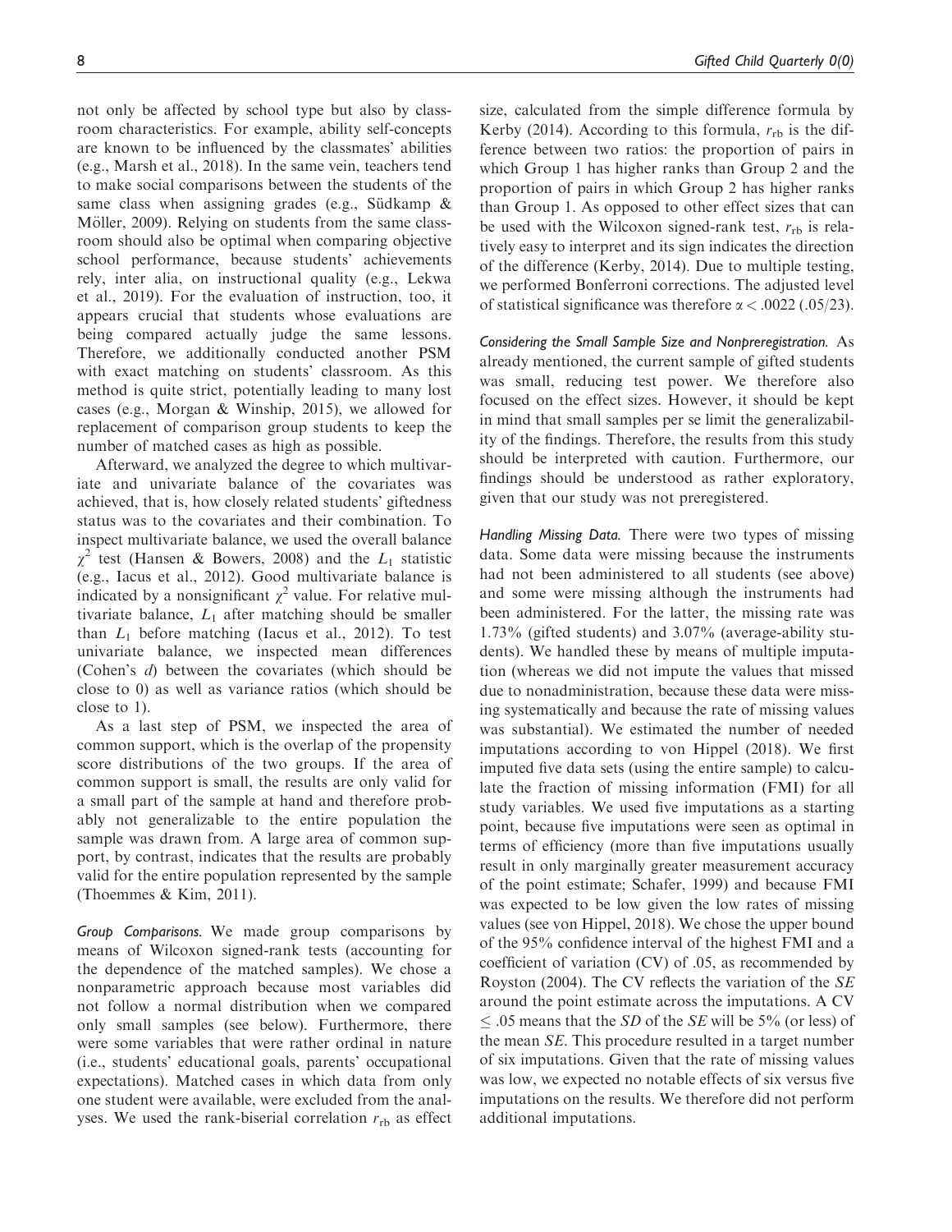not only be affected by school type but also by classroom characteristics. For example, ability self-concepts are known to be influenced by the classmates' abilities (e.g., Marsh et al., 2018). In the same vein, teachers tend to make social comparisons between the students of the same class when assigning grades (e.g., Südkamp & Möller, 2009). Relying on students from the same classroom should also be optimal when comparing objective school performance, because students' achievements rely, inter alia, on instructional quality (e.g., Lekwa et al., 2019). For the evaluation of instruction, too, it appears crucial that students whose evaluations are being compared actually judge the same lessons. Therefore, we additionally conducted another PSM with exact matching on students' classroom. As this method is quite strict, potentially leading to many lost cases (e.g., Morgan & Winship, 2015), we allowed for replacement of comparison group students to keep the number of matched cases as high as possible.

Afterward, we analyzed the degree to which multivariate and univariate balance of the covariates was achieved, that is, how closely related students' giftedness status was to the covariates and their combination. To inspect multivariate balance, we used the overall balance $\chi^2$ test (Hansen & Bowers, 2008) and the $L_1$ statistic (e.g., Iacus et al., 2012). Good multivariate balance is indicated by a nonsignificant $\chi^2$ value. For relative multivariate balance, $L_1$ after matching should be smaller than $L_1$ before matching (Iacus et al., 2012). To test univariate balance, we inspected mean differences (Cohen's *d*) between the covariates (which should be close to 0) as well as variance ratios (which should be close to 1).

As a last step of PSM, we inspected the area of common support, which is the overlap of the propensity score distributions of the two groups. If the area of common support is small, the results are only valid for a small part of the sample at hand and therefore probably not generalizable to the entire population the sample was drawn from. A large area of common support, by contrast, indicates that the results are probably valid for the entire population represented by the sample (Thoemmes & Kim, 2011).

*Group Comparisons.* We made group comparisons by means of Wilcoxon signed-rank tests (accounting for the dependence of the matched samples). We chose a nonparametric approach because most variables did not follow a normal distribution when we compared only small samples (see below). Furthermore, there were some variables that were rather ordinal in nature (i.e., students' educational goals, parents' occupational expectations). Matched cases in which data from only one student were available, were excluded from the analyses. We used the rank-biserial correlation $r_{rb}$ as effect size, calculated from the simple difference formula by Kerby (2014). According to this formula, $r_{rb}$ is the difference between two ratios: the proportion of pairs in which Group 1 has higher ranks than Group 2 and the proportion of pairs in which Group 2 has higher ranks than Group 1. As opposed to other effect sizes that can be used with the Wilcoxon signed-rank test, $r_{rb}$ is relatively easy to interpret and its sign indicates the direction of the difference (Kerby, 2014). Due to multiple testing, we performed Bonferroni corrections. The adjusted level of statistical significance was therefore $\alpha < .0022$ (.05/23).

*Considering the Small Sample Size and Nonpreregistration.* As already mentioned, the current sample of gifted students was small, reducing test power. We therefore also focused on the effect sizes. However, it should be kept in mind that small samples per se limit the generalizability of the findings. Therefore, the results from this study should be interpreted with caution. Furthermore, our findings should be understood as rather exploratory, given that our study was not preregistered.

*Handling Missing Data.* There were two types of missing data. Some data were missing because the instruments had not been administered to all students (see above) and some were missing although the instruments had been administered. For the latter, the missing rate was 1.73% (gifted students) and 3.07% (average-ability students). We handled these by means of multiple imputation (whereas we did not impute the values that missed due to nonadministration, because these data were missing systematically and because the rate of missing values was substantial). We estimated the number of needed imputations according to von Hippel (2018). We first imputed five data sets (using the entire sample) to calculate the fraction of missing information (FMI) for all study variables. We used five imputations as a starting point, because five imputations were seen as optimal in terms of efficiency (more than five imputations usually result in only marginally greater measurement accuracy of the point estimate; Schafer, 1999) and because FMI was expected to be low given the low rates of missing values (see von Hippel, 2018). We chose the upper bound of the 95% confidence interval of the highest FMI and a coefficient of variation (CV) of .05, as recommended by Royston (2004). The CV reflects the variation of the *SE* around the point estimate across the imputations. A CV $\leq .05$ means that the *SD* of the *SE* will be 5% (or less) of the mean *SE*. This procedure resulted in a target number of six imputations. Given that the rate of missing values was low, we expected no notable effects of six versus five imputations on the results. We therefore did not perform additional imputations.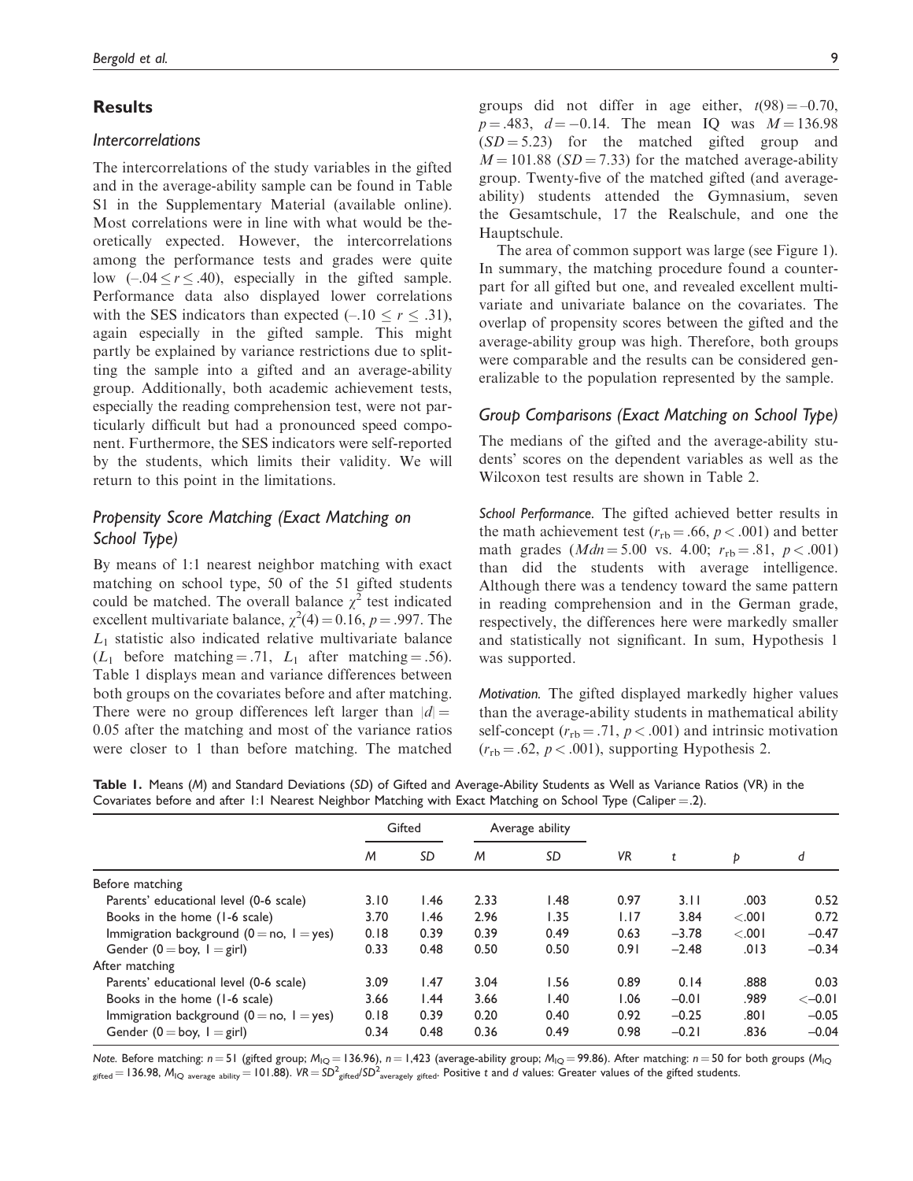## Results

### Intercorrelations

The intercorrelations of the study variables in the gifted and in the average-ability sample can be found in Table S1 in the Supplementary Material (available online). Most correlations were in line with what would be theoretically expected. However, the intercorrelations among the performance tests and grades were quite low ($-.04 \leq r \leq .40$), especially in the gifted sample. Performance data also displayed lower correlations with the SES indicators than expected ($-.10 \leq r \leq .31$), again especially in the gifted sample. This might partly be explained by variance restrictions due to splitting the sample into a gifted and an average-ability group. Additionally, both academic achievement tests, especially the reading comprehension test, were not particularly difficult but had a pronounced speed component. Furthermore, the SES indicators were self-reported by the students, which limits their validity. We will return to this point in the limitations.

### Propensity Score Matching (Exact Matching on School Type)

By means of 1:1 nearest neighbor matching with exact matching on school type, 50 of the 51 gifted students could be matched. The overall balance $\chi^2$ test indicated excellent multivariate balance, $\chi^2(4) = 0.16$, $p = .997$. The $L_1$ statistic also indicated relative multivariate balance ($L_1$ before matching = .71, $L_1$ after matching = .56). Table 1 displays mean and variance differences between both groups on the covariates before and after matching. There were no group differences left larger than $|d| = 0.05$ after the matching and most of the variance ratios were closer to 1 than before matching. The matched groups did not differ in age either, $t(98) = -0.70$, $p = .483$, $d = -0.14$. The mean IQ was $M = 136.98$ ($SD = 5.23$) for the matched gifted group and $M = 101.88$ ($SD = 7.33$) for the matched average-ability group. Twenty-five of the matched gifted (and average-ability) students attended the Gymnasium, seven the Gesamtschule, 17 the Realschule, and one the Hauptschule.

The area of common support was large (see Figure 1). In summary, the matching procedure found a counterpart for all gifted but one, and revealed excellent multivariate and univariate balance on the covariates. The overlap of propensity scores between the gifted and the average-ability group was high. Therefore, both groups were comparable and the results can be considered generalizable to the population represented by the sample.

### Group Comparisons (Exact Matching on School Type)

The medians of the gifted and the average-ability students' scores on the dependent variables as well as the Wilcoxon test results are shown in Table 2.

*School Performance.* The gifted achieved better results in the math achievement test ($r_{rb} = .66$, $p < .001$) and better math grades ($Mdn = 5.00$ vs. $4.00$; $r_{rb} = .81$, $p < .001$) than did the students with average intelligence. Although there was a tendency toward the same pattern in reading comprehension and in the German grade, respectively, the differences here were markedly smaller and statistically not significant. In sum, Hypothesis 1 was supported.

*Motivation.* The gifted displayed markedly higher values than the average-ability students in mathematical ability self-concept ($r_{rb} = .71$, $p < .001$) and intrinsic motivation ($r_{rb} = .62$, $p < .001$), supporting Hypothesis 2.

**Table 1.** Means (*M*) and Standard Deviations (*SD*) of Gifted and Average-Ability Students as Well as Variance Ratios (VR) in the Covariates before and after 1:1 Nearest Neighbor Matching with Exact Matching on School Type (Caliper = .2).

| | Gifted | | Average ability | | | | | |
|---|---|---|---|---|---|---|---|---|
| | *M* | *SD* | *M* | *SD* | *VR* | *t* | *p* | *d* |
| Before matching | | | | | | | | |
| Parents' educational level (0-6 scale) | 3.10 | 1.46 | 2.33 | 1.48 | 0.97 | 3.11 | .003 | 0.52 |
| Books in the home (1-6 scale) | 3.70 | 1.46 | 2.96 | 1.35 | 1.17 | 3.84 | <.001 | 0.72 |
| Immigration background (0 = no, 1 = yes) | 0.18 | 0.39 | 0.39 | 0.49 | 0.63 | −3.78 | <.001 | −0.47 |
| Gender (0 = boy, 1 = girl) | 0.33 | 0.48 | 0.50 | 0.50 | 0.91 | −2.48 | .013 | −0.34 |
| After matching | | | | | | | | |
| Parents' educational level (0-6 scale) | 3.09 | 1.47 | 3.04 | 1.56 | 0.89 | 0.14 | .888 | 0.03 |
| Books in the home (1-6 scale) | 3.66 | 1.44 | 3.66 | 1.40 | 1.06 | −0.01 | .989 | <−0.01 |
| Immigration background (0 = no, 1 = yes) | 0.18 | 0.39 | 0.20 | 0.40 | 0.92 | −0.25 | .801 | −0.05 |
| Gender (0 = boy, 1 = girl) | 0.34 | 0.48 | 0.36 | 0.49 | 0.98 | −0.21 | .836 | −0.04 |

*Note.* Before matching: $n = 51$ (gifted group; $M_{IQ} = 136.96$), $n = 1{,}423$ (average-ability group; $M_{IQ} = 99.86$). After matching: $n = 50$ for both groups ($M_{IQ\ gifted} = 136.98$, $M_{IQ\ average\ ability} = 101.88$). $VR = SD^2_{gifted}/SD^2_{averagely\ gifted}$. Positive *t* and *d* values: Greater values of the gifted students.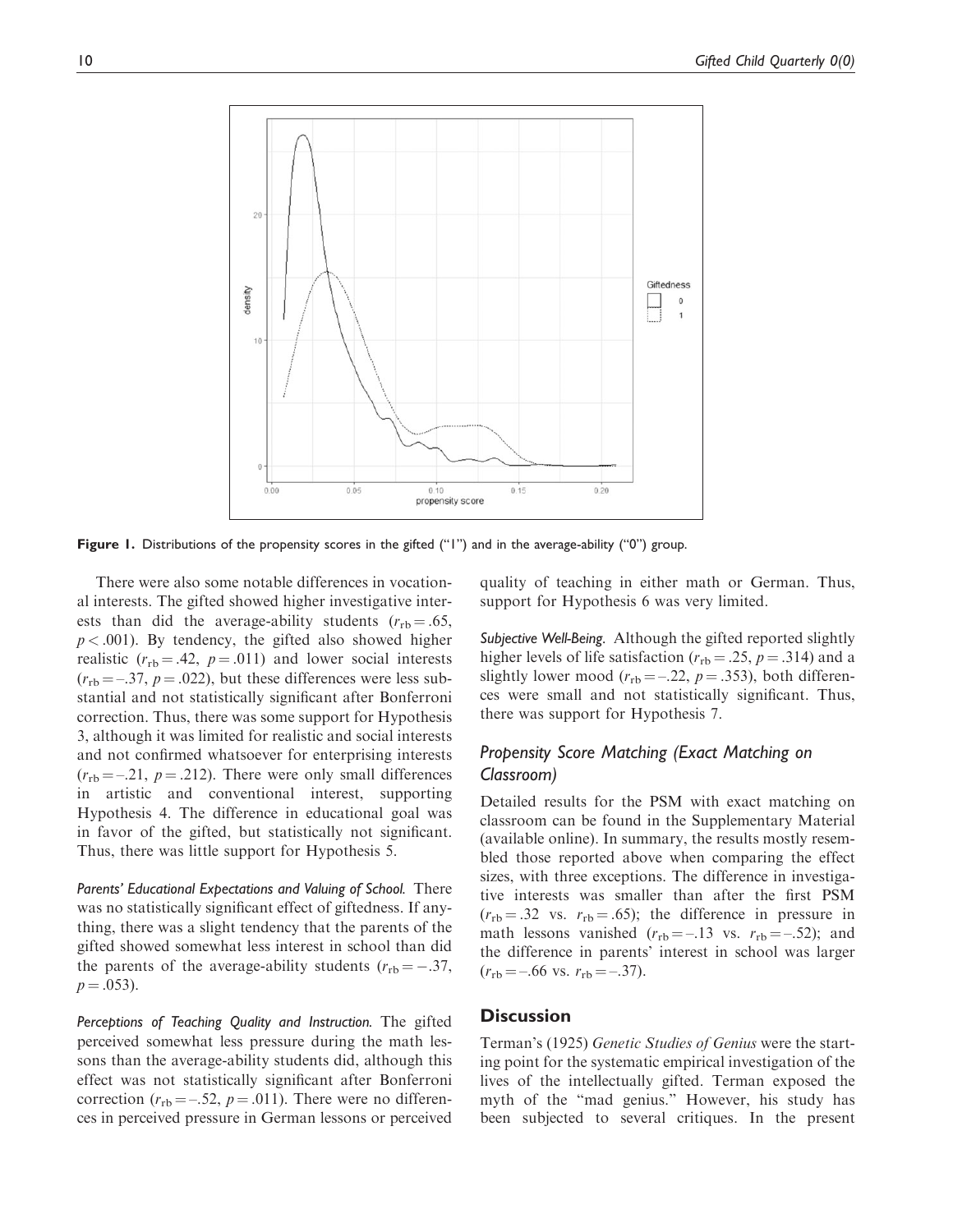Figure 1. Distributions of the propensity scores in the gifted ("1") and in the average-ability ("0") group.

There were also some notable differences in vocational interests. The gifted showed higher investigative interests than did the average-ability students ($r_{rb} = .65$, $p < .001$). By tendency, the gifted also showed higher realistic ($r_{rb} = .42$, $p = .011$) and lower social interests ($r_{rb} = -.37$, $p = .022$), but these differences were less substantial and not statistically significant after Bonferroni correction. Thus, there was some support for Hypothesis 3, although it was limited for realistic and social interests and not confirmed whatsoever for enterprising interests ($r_{rb} = -.21$, $p = .212$). There were only small differences in artistic and conventional interest, supporting Hypothesis 4. The difference in educational goal was in favor of the gifted, but statistically not significant. Thus, there was little support for Hypothesis 5.

*Parents' Educational Expectations and Valuing of School.* There was no statistically significant effect of giftedness. If anything, there was a slight tendency that the parents of the gifted showed somewhat less interest in school than did the parents of the average-ability students ($r_{rb} = -.37$, $p = .053$).

*Perceptions of Teaching Quality and Instruction.* The gifted perceived somewhat less pressure during the math lessons than the average-ability students did, although this effect was not statistically significant after Bonferroni correction ($r_{rb} = -.52$, $p = .011$). There were no differences in perceived pressure in German lessons or perceived quality of teaching in either math or German. Thus, support for Hypothesis 6 was very limited.

*Subjective Well-Being.* Although the gifted reported slightly higher levels of life satisfaction ($r_{rb} = .25$, $p = .314$) and a slightly lower mood ($r_{rb} = -.22$, $p = .353$), both differences were small and not statistically significant. Thus, there was support for Hypothesis 7.

## Propensity Score Matching (Exact Matching on Classroom)

Detailed results for the PSM with exact matching on classroom can be found in the Supplementary Material (available online). In summary, the results mostly resembled those reported above when comparing the effect sizes, with three exceptions. The difference in investigative interests was smaller than after the first PSM ($r_{rb} = .32$ vs. $r_{rb} = .65$); the difference in pressure in math lessons vanished ($r_{rb} = -.13$ vs. $r_{rb} = -.52$); and the difference in parents' interest in school was larger ($r_{rb} = -.66$ vs. $r_{rb} = -.37$).

## Discussion

Terman's (1925) *Genetic Studies of Genius* were the starting point for the systematic empirical investigation of the lives of the intellectually gifted. Terman exposed the myth of the "mad genius." However, his study has been subjected to several critiques. In the present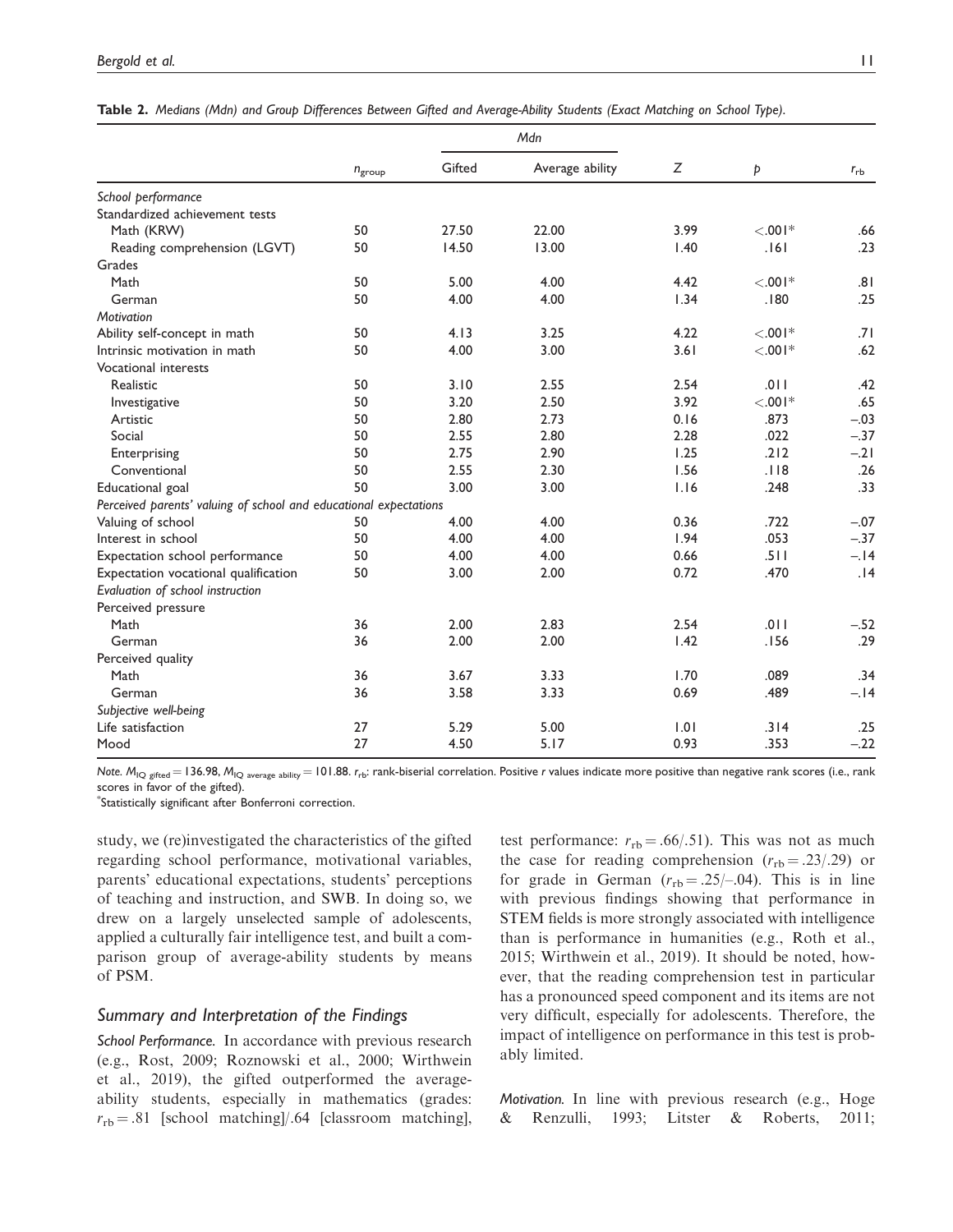**Table 2.** *Medians (Mdn) and Group Differences Between Gifted and Average-Ability Students (Exact Matching on School Type).*

| | $n_{group}$ | *Mdn* | | $Z$ | $p$ | $r_{rb}$ |
|---|---|---|---|---|---|---|
| | | Gifted | Average ability | | | |
| *School performance* | | | | | | |
| Standardized achievement tests | | | | | | |
| Math (KRW) | 50 | 27.50 | 22.00 | 3.99 | <.001* | .66 |
| Reading comprehension (LGVT) | 50 | 14.50 | 13.00 | 1.40 | .161 | .23 |
| Grades | | | | | | |
| Math | 50 | 5.00 | 4.00 | 4.42 | <.001* | .81 |
| German | 50 | 4.00 | 4.00 | 1.34 | .180 | .25 |
| *Motivation* | | | | | | |
| Ability self-concept in math | 50 | 4.13 | 3.25 | 4.22 | <.001* | .71 |
| Intrinsic motivation in math | 50 | 4.00 | 3.00 | 3.61 | <.001* | .62 |
| Vocational interests | | | | | | |
| Realistic | 50 | 3.10 | 2.55 | 2.54 | .011 | .42 |
| Investigative | 50 | 3.20 | 2.50 | 3.92 | <.001* | .65 |
| Artistic | 50 | 2.80 | 2.73 | 0.16 | .873 | −.03 |
| Social | 50 | 2.55 | 2.80 | 2.28 | .022 | −.37 |
| Enterprising | 50 | 2.75 | 2.90 | 1.25 | .212 | −.21 |
| Conventional | 50 | 2.55 | 2.30 | 1.56 | .118 | .26 |
| Educational goal | 50 | 3.00 | 3.00 | 1.16 | .248 | .33 |
| *Perceived parents' valuing of school and educational expectations* | | | | | | |
| Valuing of school | 50 | 4.00 | 4.00 | 0.36 | .722 | −.07 |
| Interest in school | 50 | 4.00 | 4.00 | 1.94 | .053 | −.37 |
| Expectation school performance | 50 | 4.00 | 4.00 | 0.66 | .511 | −.14 |
| Expectation vocational qualification | 50 | 3.00 | 2.00 | 0.72 | .470 | .14 |
| *Evaluation of school instruction* | | | | | | |
| Perceived pressure | | | | | | |
| Math | 36 | 2.00 | 2.83 | 2.54 | .011 | −.52 |
| German | 36 | 2.00 | 2.00 | 1.42 | .156 | .29 |
| Perceived quality | | | | | | |
| Math | 36 | 3.67 | 3.33 | 1.70 | .089 | .34 |
| German | 36 | 3.58 | 3.33 | 0.69 | .489 | −.14 |
| *Subjective well-being* | | | | | | |
| Life satisfaction | 27 | 5.29 | 5.00 | 1.01 | .314 | .25 |
| Mood | 27 | 4.50 | 5.17 | 0.93 | .353 | −.22 |

*Note.* $M_{IQ\ gifted} = 136.98$, $M_{IQ\ average\ ability} = 101.88$. $r_{rb}$: rank-biserial correlation. Positive $r$ values indicate more positive than negative rank scores (i.e., rank scores in favor of the gifted).
*Statistically significant after Bonferroni correction.

study, we (re)investigated the characteristics of the gifted regarding school performance, motivational variables, parents' educational expectations, students' perceptions of teaching and instruction, and SWB. In doing so, we drew on a largely unselected sample of adolescents, applied a culturally fair intelligence test, and built a comparison group of average-ability students by means of PSM.

### Summary and Interpretation of the Findings

*School Performance.* In accordance with previous research (e.g., Rost, 2009; Roznowski et al., 2000; Wirthwein et al., 2019), the gifted outperformed the average-ability students, especially in mathematics (grades: $r_{rb} = .81$ [school matching]/.64 [classroom matching], test performance: $r_{rb} = .66/.51$). This was not as much the case for reading comprehension ($r_{rb} = .23/.29$) or for grade in German ($r_{rb} = .25/–.04$). This is in line with previous findings showing that performance in STEM fields is more strongly associated with intelligence than is performance in humanities (e.g., Roth et al., 2015; Wirthwein et al., 2019). It should be noted, however, that the reading comprehension test in particular has a pronounced speed component and its items are not very difficult, especially for adolescents. Therefore, the impact of intelligence on performance in this test is probably limited.

*Motivation.* In line with previous research (e.g., Hoge & Renzulli, 1993; Litster & Roberts, 2011;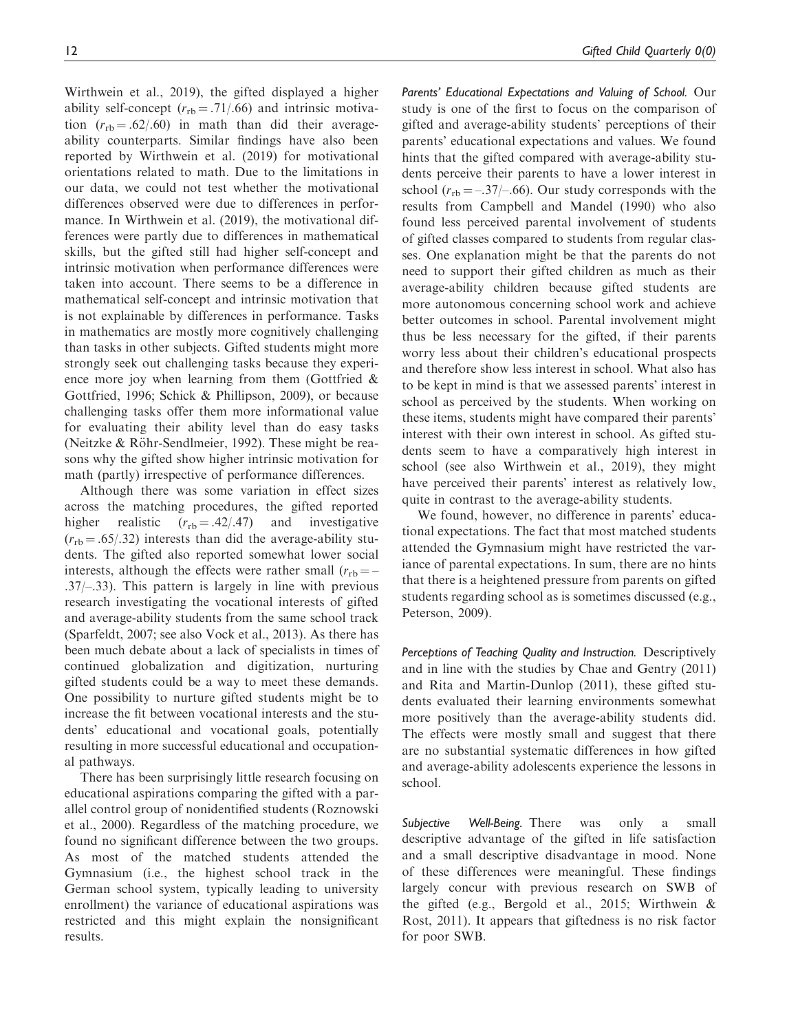Wirthwein et al., 2019), the gifted displayed a higher ability self-concept ($r_{rb} = .71/.66$) and intrinsic motivation ($r_{rb} = .62/.60$) in math than did their average-ability counterparts. Similar findings have also been reported by Wirthwein et al. (2019) for motivational orientations related to math. Due to the limitations in our data, we could not test whether the motivational differences observed were due to differences in performance. In Wirthwein et al. (2019), the motivational differences were partly due to differences in mathematical skills, but the gifted still had higher self-concept and intrinsic motivation when performance differences were taken into account. There seems to be a difference in mathematical self-concept and intrinsic motivation that is not explainable by differences in performance. Tasks in mathematics are mostly more cognitively challenging than tasks in other subjects. Gifted students might more strongly seek out challenging tasks because they experience more joy when learning from them (Gottfried & Gottfried, 1996; Schick & Phillipson, 2009), or because challenging tasks offer them more informational value for evaluating their ability level than do easy tasks (Neitzke & Röhr-Sendlmeier, 1992). These might be reasons why the gifted show higher intrinsic motivation for math (partly) irrespective of performance differences.

Although there was some variation in effect sizes across the matching procedures, the gifted reported higher realistic ($r_{rb} = .42/.47$) and investigative ($r_{rb} = .65/.32$) interests than did the average-ability students. The gifted also reported somewhat lower social interests, although the effects were rather small ($r_{rb} = -.37/-.33$). This pattern is largely in line with previous research investigating the vocational interests of gifted and average-ability students from the same school track (Sparfeldt, 2007; see also Vock et al., 2013). As there has been much debate about a lack of specialists in times of continued globalization and digitization, nurturing gifted students could be a way to meet these demands. One possibility to nurture gifted students might be to increase the fit between vocational interests and the students' educational and vocational goals, potentially resulting in more successful educational and occupational pathways.

There has been surprisingly little research focusing on educational aspirations comparing the gifted with a parallel control group of nonidentified students (Roznowski et al., 2000). Regardless of the matching procedure, we found no significant difference between the two groups. As most of the matched students attended the Gymnasium (i.e., the highest school track in the German school system, typically leading to university enrollment) the variance of educational aspirations was restricted and this might explain the nonsignificant results.

*Parents' Educational Expectations and Valuing of School.* Our study is one of the first to focus on the comparison of gifted and average-ability students' perceptions of their parents' educational expectations and values. We found hints that the gifted compared with average-ability students perceive their parents to have a lower interest in school ($r_{rb} = -.37/-.66$). Our study corresponds with the results from Campbell and Mandel (1990) who also found less perceived parental involvement of students of gifted classes compared to students from regular classes. One explanation might be that the parents do not need to support their gifted children as much as their average-ability children because gifted students are more autonomous concerning school work and achieve better outcomes in school. Parental involvement might thus be less necessary for the gifted, if their parents worry less about their children's educational prospects and therefore show less interest in school. What also has to be kept in mind is that we assessed parents' interest in school as perceived by the students. When working on these items, students might have compared their parents' interest with their own interest in school. As gifted students seem to have a comparatively high interest in school (see also Wirthwein et al., 2019), they might have perceived their parents' interest as relatively low, quite in contrast to the average-ability students.

We found, however, no difference in parents' educational expectations. The fact that most matched students attended the Gymnasium might have restricted the variance of parental expectations. In sum, there are no hints that there is a heightened pressure from parents on gifted students regarding school as is sometimes discussed (e.g., Peterson, 2009).

*Perceptions of Teaching Quality and Instruction.* Descriptively and in line with the studies by Chae and Gentry (2011) and Rita and Martin-Dunlop (2011), these gifted students evaluated their learning environments somewhat more positively than the average-ability students did. The effects were mostly small and suggest that there are no substantial systematic differences in how gifted and average-ability adolescents experience the lessons in school.

*Subjective Well-Being.* There was only a small descriptive advantage of the gifted in life satisfaction and a small descriptive disadvantage in mood. None of these differences were meaningful. These findings largely concur with previous research on SWB of the gifted (e.g., Bergold et al., 2015; Wirthwein & Rost, 2011). It appears that giftedness is no risk factor for poor SWB.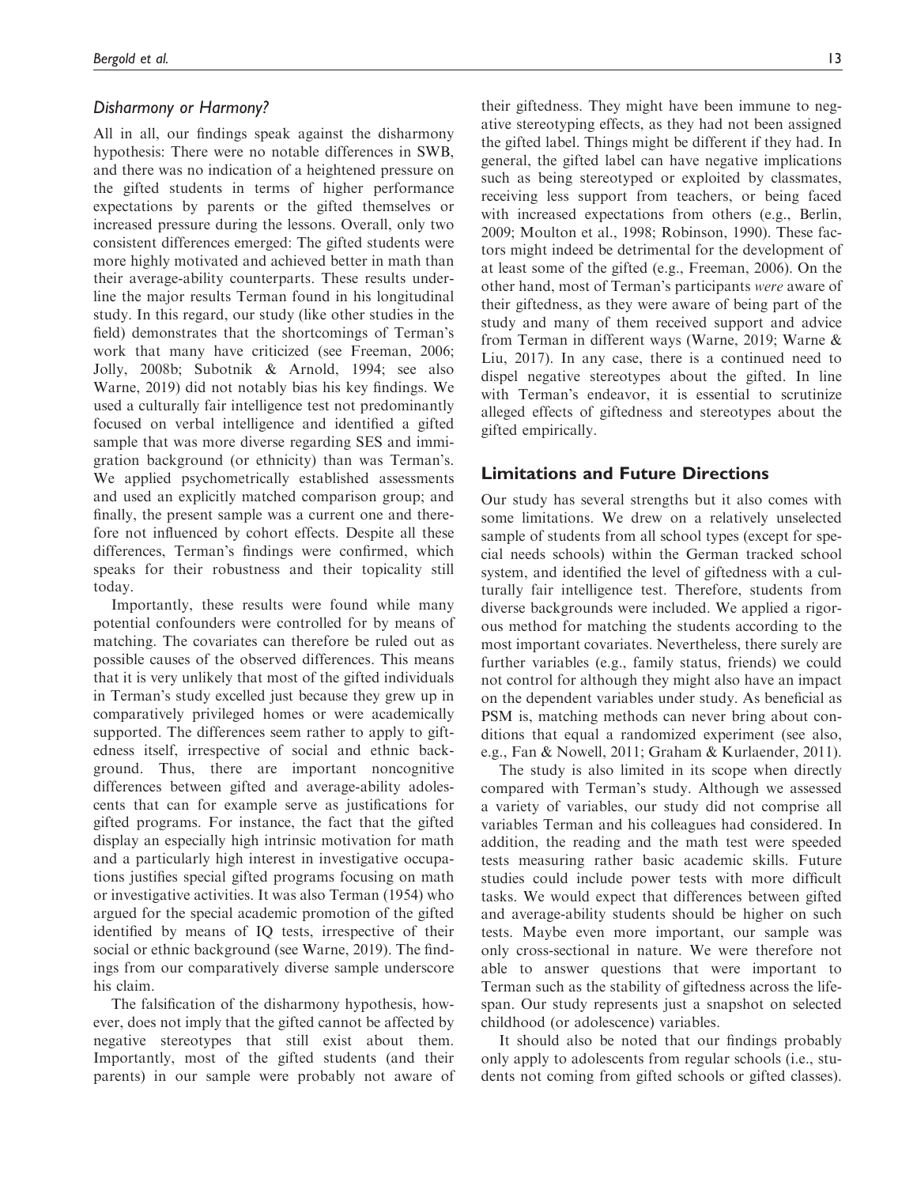### *Disharmony or Harmony?*

All in all, our findings speak against the disharmony hypothesis: There were no notable differences in SWB, and there was no indication of a heightened pressure on the gifted students in terms of higher performance expectations by parents or the gifted themselves or increased pressure during the lessons. Overall, only two consistent differences emerged: The gifted students were more highly motivated and achieved better in math than their average-ability counterparts. These results underline the major results Terman found in his longitudinal study. In this regard, our study (like other studies in the field) demonstrates that the shortcomings of Terman's work that many have criticized (see Freeman, 2006; Jolly, 2008b; Subotnik & Arnold, 1994; see also Warne, 2019) did not notably bias his key findings. We used a culturally fair intelligence test not predominantly focused on verbal intelligence and identified a gifted sample that was more diverse regarding SES and immigration background (or ethnicity) than was Terman's. We applied psychometrically established assessments and used an explicitly matched comparison group; and finally, the present sample was a current one and therefore not influenced by cohort effects. Despite all these differences, Terman's findings were confirmed, which speaks for their robustness and their topicality still today.

Importantly, these results were found while many potential confounders were controlled for by means of matching. The covariates can therefore be ruled out as possible causes of the observed differences. This means that it is very unlikely that most of the gifted individuals in Terman's study excelled just because they grew up in comparatively privileged homes or were academically supported. The differences seem rather to apply to giftedness itself, irrespective of social and ethnic background. Thus, there are important noncognitive differences between gifted and average-ability adolescents that can for example serve as justifications for gifted programs. For instance, the fact that the gifted display an especially high intrinsic motivation for math and a particularly high interest in investigative occupations justifies special gifted programs focusing on math or investigative activities. It was also Terman (1954) who argued for the special academic promotion of the gifted identified by means of IQ tests, irrespective of their social or ethnic background (see Warne, 2019). The findings from our comparatively diverse sample underscore his claim.

The falsification of the disharmony hypothesis, however, does not imply that the gifted cannot be affected by negative stereotypes that still exist about them. Importantly, most of the gifted students (and their parents) in our sample were probably not aware of their giftedness. They might have been immune to negative stereotyping effects, as they had not been assigned the gifted label. Things might be different if they had. In general, the gifted label can have negative implications such as being stereotyped or exploited by classmates, receiving less support from teachers, or being faced with increased expectations from others (e.g., Berlin, 2009; Moulton et al., 1998; Robinson, 1990). These factors might indeed be detrimental for the development of at least some of the gifted (e.g., Freeman, 2006). On the other hand, most of Terman's participants *were* aware of their giftedness, as they were aware of being part of the study and many of them received support and advice from Terman in different ways (Warne, 2019; Warne & Liu, 2017). In any case, there is a continued need to dispel negative stereotypes about the gifted. In line with Terman's endeavor, it is essential to scrutinize alleged effects of giftedness and stereotypes about the gifted empirically.

## Limitations and Future Directions

Our study has several strengths but it also comes with some limitations. We drew on a relatively unselected sample of students from all school types (except for special needs schools) within the German tracked school system, and identified the level of giftedness with a culturally fair intelligence test. Therefore, students from diverse backgrounds were included. We applied a rigorous method for matching the students according to the most important covariates. Nevertheless, there surely are further variables (e.g., family status, friends) we could not control for although they might also have an impact on the dependent variables under study. As beneficial as PSM is, matching methods can never bring about conditions that equal a randomized experiment (see also, e.g., Fan & Nowell, 2011; Graham & Kurlaender, 2011).

The study is also limited in its scope when directly compared with Terman's study. Although we assessed a variety of variables, our study did not comprise all variables Terman and his colleagues had considered. In addition, the reading and the math test were speeded tests measuring rather basic academic skills. Future studies could include power tests with more difficult tasks. We would expect that differences between gifted and average-ability students should be higher on such tests. Maybe even more important, our sample was only cross-sectional in nature. We were therefore not able to answer questions that were important to Terman such as the stability of giftedness across the lifespan. Our study represents just a snapshot on selected childhood (or adolescence) variables.

It should also be noted that our findings probably only apply to adolescents from regular schools (i.e., students not coming from gifted schools or gifted classes).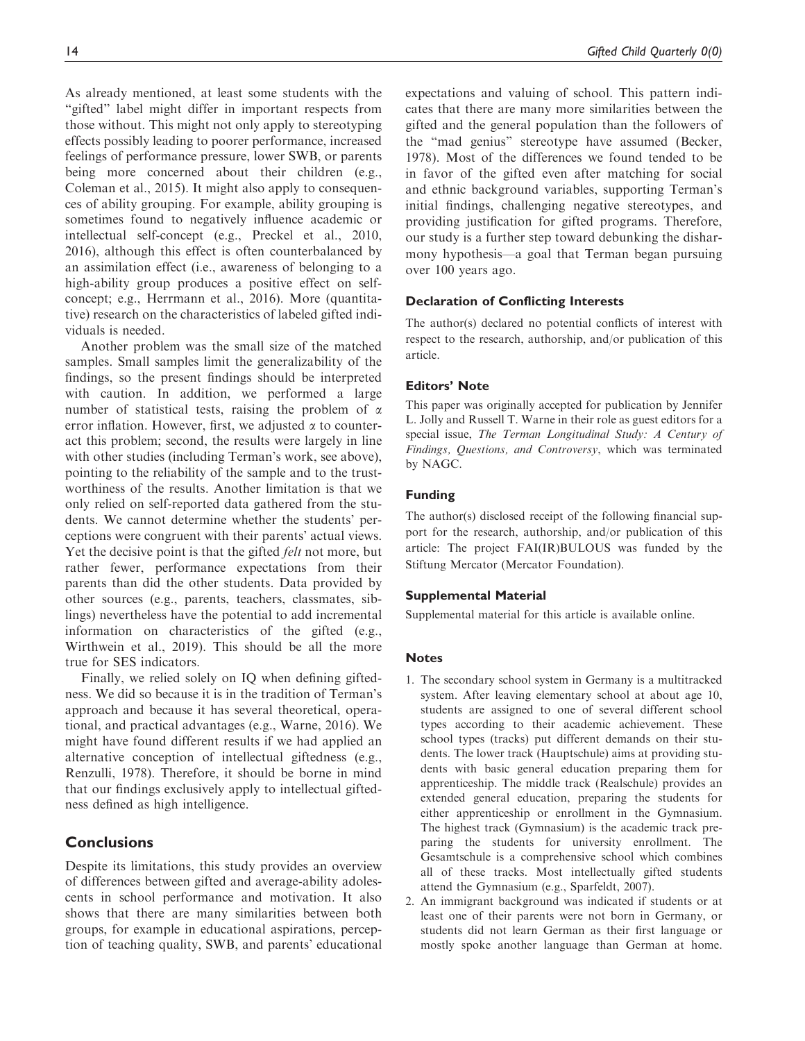As already mentioned, at least some students with the "gifted" label might differ in important respects from those without. This might not only apply to stereotyping effects possibly leading to poorer performance, increased feelings of performance pressure, lower SWB, or parents being more concerned about their children (e.g., Coleman et al., 2015). It might also apply to consequences of ability grouping. For example, ability grouping is sometimes found to negatively influence academic or intellectual self-concept (e.g., Preckel et al., 2010, 2016), although this effect is often counterbalanced by an assimilation effect (i.e., awareness of belonging to a high-ability group produces a positive effect on self-concept; e.g., Herrmann et al., 2016). More (quantitative) research on the characteristics of labeled gifted individuals is needed.

Another problem was the small size of the matched samples. Small samples limit the generalizability of the findings, so the present findings should be interpreted with caution. In addition, we performed a large number of statistical tests, raising the problem of $\alpha$ error inflation. However, first, we adjusted $\alpha$ to counteract this problem; second, the results were largely in line with other studies (including Terman's work, see above), pointing to the reliability of the sample and to the trustworthiness of the results. Another limitation is that we only relied on self-reported data gathered from the students. We cannot determine whether the students' perceptions were congruent with their parents' actual views. Yet the decisive point is that the gifted *felt* not more, but rather fewer, performance expectations from their parents than did the other students. Data provided by other sources (e.g., parents, teachers, classmates, siblings) nevertheless have the potential to add incremental information on characteristics of the gifted (e.g., Wirthwein et al., 2019). This should be all the more true for SES indicators.

Finally, we relied solely on IQ when defining giftedness. We did so because it is in the tradition of Terman's approach and because it has several theoretical, operational, and practical advantages (e.g., Warne, 2016). We might have found different results if we had applied an alternative conception of intellectual giftedness (e.g., Renzulli, 1978). Therefore, it should be borne in mind that our findings exclusively apply to intellectual giftedness defined as high intelligence.

## Conclusions

Despite its limitations, this study provides an overview of differences between gifted and average-ability adolescents in school performance and motivation. It also shows that there are many similarities between both groups, for example in educational aspirations, perception of teaching quality, SWB, and parents' educational expectations and valuing of school. This pattern indicates that there are many more similarities between the gifted and the general population than the followers of the "mad genius" stereotype have assumed (Becker, 1978). Most of the differences we found tended to be in favor of the gifted even after matching for social and ethnic background variables, supporting Terman's initial findings, challenging negative stereotypes, and providing justification for gifted programs. Therefore, our study is a further step toward debunking the disharmony hypothesis—a goal that Terman began pursuing over 100 years ago.

### Declaration of Conflicting Interests

The author(s) declared no potential conflicts of interest with respect to the research, authorship, and/or publication of this article.

### Editors' Note

This paper was originally accepted for publication by Jennifer L. Jolly and Russell T. Warne in their role as guest editors for a special issue, *The Terman Longitudinal Study: A Century of Findings, Questions, and Controversy*, which was terminated by NAGC.

### Funding

The author(s) disclosed receipt of the following financial support for the research, authorship, and/or publication of this article: The project FAI(IR)BULOUS was funded by the Stiftung Mercator (Mercator Foundation).

### Supplemental Material

Supplemental material for this article is available online.

### Notes

1. The secondary school system in Germany is a multitracked system. After leaving elementary school at about age 10, students are assigned to one of several different school types according to their academic achievement. These school types (tracks) put different demands on their students. The lower track (Hauptschule) aims at providing students with basic general education preparing them for apprenticeship. The middle track (Realschule) provides an extended general education, preparing the students for either apprenticeship or enrollment in the Gymnasium. The highest track (Gymnasium) is the academic track preparing the students for university enrollment. The Gesamtschule is a comprehensive school which combines all of these tracks. Most intellectually gifted students attend the Gymnasium (e.g., Sparfeldt, 2007).
2. An immigrant background was indicated if students or at least one of their parents were not born in Germany, or students did not learn German as their first language or mostly spoke another language than German at home.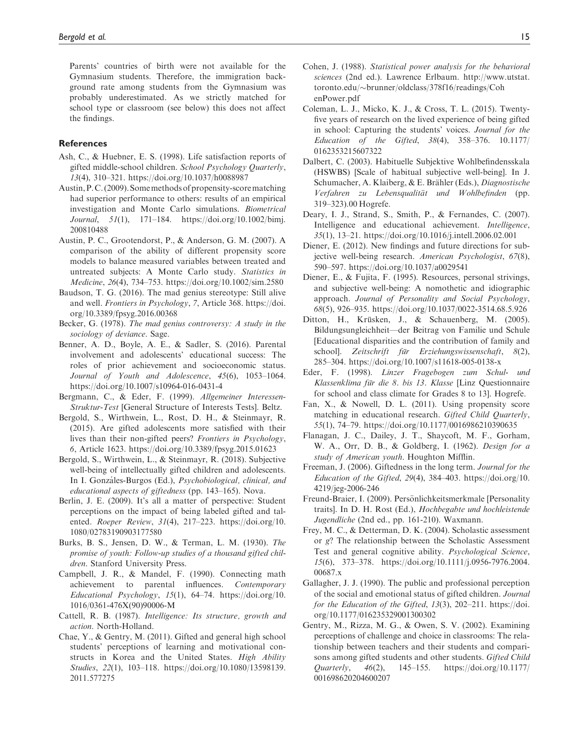Parents' countries of birth were not available for the Gymnasium students. Therefore, the immigration background rate among students from the Gymnasium was probably underestimated. As we strictly matched for school type or classroom (see below) this does not affect the findings.

## References

Ash, C., & Huebner, E. S. (1998). Life satisfaction reports of gifted middle-school children. *School Psychology Quarterly*, *13*(4), 310–321. https://doi.org/10.1037/h0088987

Austin, P. C. (2009). Some methods of propensity-score matching had superior performance to others: results of an empirical investigation and Monte Carlo simulations. *Biometrical Journal*, *51*(1), 171–184. https://doi.org/10.1002/bimj.200810488

Austin, P. C., Grootendorst, P., & Anderson, G. M. (2007). A comparison of the ability of different propensity score models to balance measured variables between treated and untreated subjects: A Monte Carlo study. *Statistics in Medicine*, *26*(4), 734–753. https://doi.org/10.1002/sim.2580

Baudson, T. G. (2016). The mad genius stereotype: Still alive and well. *Frontiers in Psychology*, *7*, Article 368. https://doi.org/10.3389/fpsyg.2016.00368

Becker, G. (1978). *The mad genius controversy: A study in the sociology of deviance*. Sage.

Benner, A. D., Boyle, A. E., & Sadler, S. (2016). Parental involvement and adolescents' educational success: The roles of prior achievement and socioeconomic status. *Journal of Youth and Adolescence*, *45*(6), 1053–1064. https://doi.org/10.1007/s10964-016-0431-4

Bergmann, C., & Eder, F. (1999). *Allgemeiner Interessen-Struktur-Test* [General Structure of Interests Tests]. Beltz.

Bergold, S., Wirthwein, L., Rost, D. H., & Steinmayr, R. (2015). Are gifted adolescents more satisfied with their lives than their non-gifted peers? *Frontiers in Psychology*, *6*, Article 1623. https://doi.org/10.3389/fpsyg.2015.01623

Bergold, S., Wirthwein, L., & Steinmayr, R. (2018). Subjective well-being of intellectually gifted children and adolescents. In I. Gonzáles-Burgos (Ed.), *Psychobiological, clinical, and educational aspects of giftedness* (pp. 143–165). Nova.

Berlin, J. E. (2009). It's all a matter of perspective: Student perceptions on the impact of being labeled gifted and talented. *Roeper Review*, *31*(4), 217–223. https://doi.org/10.1080/02783190903177580

Burks, B. S., Jensen, D. W., & Terman, L. M. (1930). *The promise of youth: Follow-up studies of a thousand gifted children*. Stanford University Press.

Campbell, J. R., & Mandel, F. (1990). Connecting math achievement to parental influences. *Contemporary Educational Psychology*, *15*(1), 64–74. https://doi.org/10.1016/0361-476X(90)90006-M

Cattell, R. B. (1987). *Intelligence: Its structure, growth and action*. North-Holland.

Chae, Y., & Gentry, M. (2011). Gifted and general high school students' perceptions of learning and motivational constructs in Korea and the United States. *High Ability Studies*, *22*(1), 103–118. https://doi.org/10.1080/13598139.2011.577275

Cohen, J. (1988). *Statistical power analysis for the behavioral sciences* (2nd ed.). Lawrence Erlbaum. http://www.utstat.toronto.edu/~brunner/oldclass/378f16/readings/CohenPower.pdf

Coleman, L. J., Micko, K. J., & Cross, T. L. (2015). Twenty-five years of research on the lived experience of being gifted in school: Capturing the students' voices. *Journal for the Education of the Gifted*, *38*(4), 358–376. 10.1177/0162353215607322

Dalbert, C. (2003). Habituelle Subjektive Wohlbefindensskala (HSWBS) [Scale of habitual subjective well-being]. In J. Schumacher, A. Klaiberg, & E. Brähler (Eds.), *Diagnostische Verfahren zu Lebensqualität und Wohlbefinden* (pp. 319–323).00 Hogrefe.

Deary, I. J., Strand, S., Smith, P., & Fernandes, C. (2007). Intelligence and educational achievement. *Intelligence*, *35*(1), 13–21. https://doi.org/10.1016/j.intell.2006.02.001

Diener, E. (2012). New findings and future directions for subjective well-being research. *American Psychologist*, *67*(8), 590–597. https://doi.org/10.1037/a0029541

Diener, E., & Fujita, F. (1995). Resources, personal strivings, and subjective well-being: A nomothetic and idiographic approach. *Journal of Personality and Social Psychology*, *68*(5), 926–935. https://doi.org/10.1037/0022-3514.68.5.926

Ditton, H., Krüsken, J., & Schauenberg, M. (2005). Bildungsungleichheit—der Beitrag von Familie und Schule [Educational disparities and the contribution of family and school]. *Zeitschrift für Erziehungswissenschaft*, *8*(2), 285–304. https://doi.org/10.1007/s11618-005-0138-x

Eder, F. (1998). *Linzer Fragebogen zum Schul- und Klassenklima für die 8. bis 13. Klasse* [Linz Questionnaire for school and class climate for Grades 8 to 13]. Hogrefe.

Fan, X., & Nowell, D. L. (2011). Using propensity score matching in educational research. *Gifted Child Quarterly*, *55*(1), 74–79. https://doi.org/10.1177/0016986210390635

Flanagan, J. C., Dailey, J. T., Shaycoft, M. F., Gorham, W. A., Orr, D. B., & Goldberg, I. (1962). *Design for a study of American youth*. Houghton Mifflin.

Freeman, J. (2006). Giftedness in the long term. *Journal for the Education of the Gifted*, *29*(4), 384–403. https://doi.org/10.4219/jeg-2006-246

Freund-Braier, I. (2009). Persönlichkeitsmerkmale [Personality traits]. In D. H. Rost (Ed.), *Hochbegabte und hochleistende Jugendliche* (2nd ed., pp. 161-210). Waxmann.

Frey, M. C., & Detterman, D. K. (2004). Scholastic assessment or g? The relationship between the Scholastic Assessment Test and general cognitive ability. *Psychological Science*, *15*(6), 373–378. https://doi.org/10.1111/j.0956-7976.2004.00687.x

Gallagher, J. J. (1990). The public and professional perception of the social and emotional status of gifted children. *Journal for the Education of the Gifted*, *13*(3), 202–211. https://doi.org/10.1177/016235329001300302

Gentry, M., Rizza, M. G., & Owen, S. V. (2002). Examining perceptions of challenge and choice in classrooms: The relationship between teachers and their students and comparisons among gifted students and other students. *Gifted Child Quarterly*, *46*(2), 145–155. https://doi.org/10.1177/001698620204600207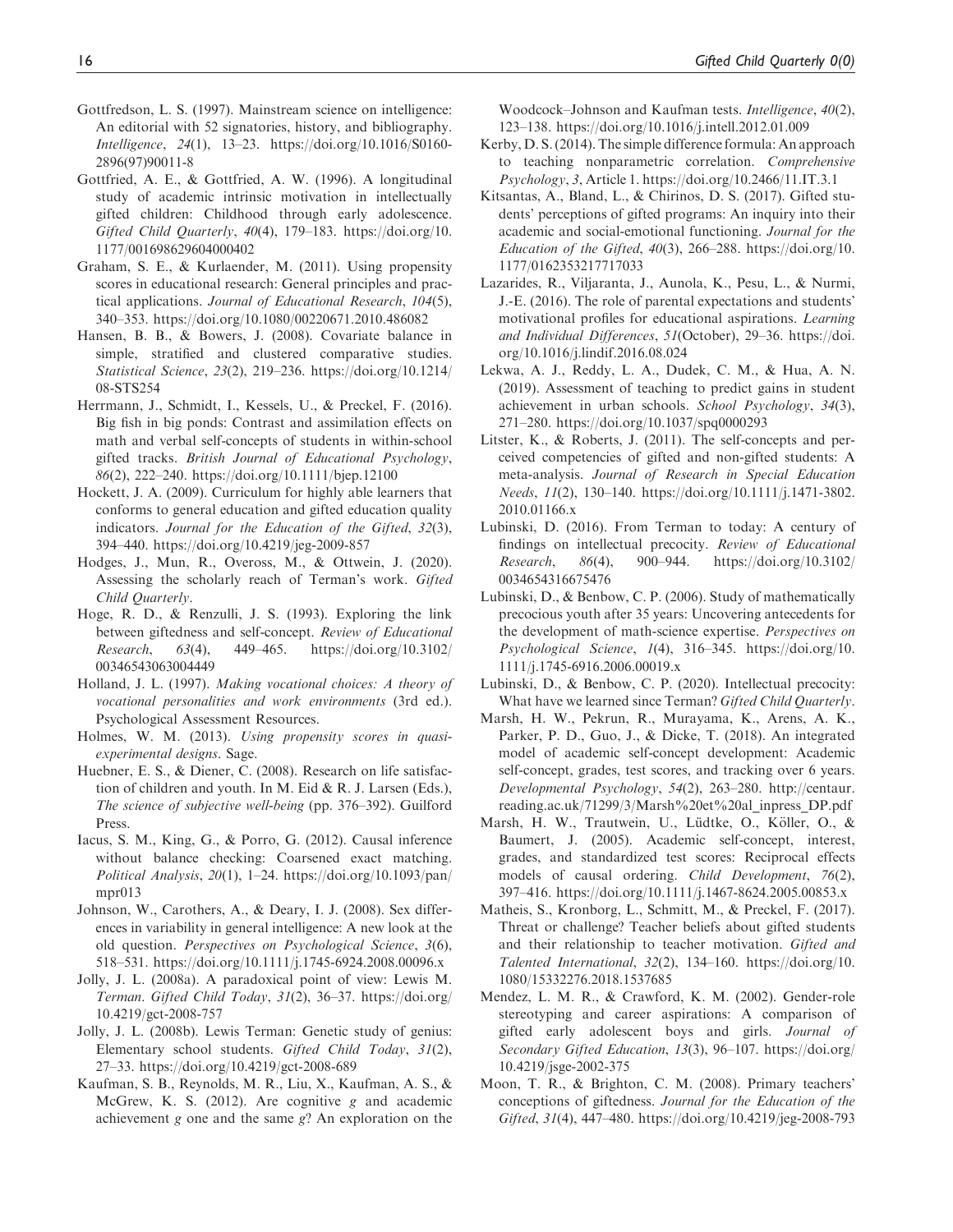Gottfredson, L. S. (1997). Mainstream science on intelligence: An editorial with 52 signatories, history, and bibliography. *Intelligence*, *24*(1), 13–23. https://doi.org/10.1016/S0160-2896(97)90011-8

Gottfried, A. E., & Gottfried, A. W. (1996). A longitudinal study of academic intrinsic motivation in intellectually gifted children: Childhood through early adolescence. *Gifted Child Quarterly*, *40*(4), 179–183. https://doi.org/10.1177/001698629604000402

Graham, S. E., & Kurlaender, M. (2011). Using propensity scores in educational research: General principles and practical applications. *Journal of Educational Research*, *104*(5), 340–353. https://doi.org/10.1080/00220671.2010.486082

Hansen, B. B., & Bowers, J. (2008). Covariate balance in simple, stratified and clustered comparative studies. *Statistical Science*, *23*(2), 219–236. https://doi.org/10.1214/08-STS254

Herrmann, J., Schmidt, I., Kessels, U., & Preckel, F. (2016). Big fish in big ponds: Contrast and assimilation effects on math and verbal self-concepts of students in within-school gifted tracks. *British Journal of Educational Psychology*, *86*(2), 222–240. https://doi.org/10.1111/bjep.12100

Hockett, J. A. (2009). Curriculum for highly able learners that conforms to general education and gifted education quality indicators. *Journal for the Education of the Gifted*, *32*(3), 394–440. https://doi.org/10.4219/jeg-2009-857

Hodges, J., Mun, R., Oveross, M., & Ottwein, J. (2020). Assessing the scholarly reach of Terman's work. *Gifted Child Quarterly*.

Hoge, R. D., & Renzulli, J. S. (1993). Exploring the link between giftedness and self-concept. *Review of Educational Research*, *63*(4), 449–465. https://doi.org/10.3102/00346543063004449

Holland, J. L. (1997). *Making vocational choices: A theory of vocational personalities and work environments* (3rd ed.). Psychological Assessment Resources.

Holmes, W. M. (2013). *Using propensity scores in quasi-experimental designs*. Sage.

Huebner, E. S., & Diener, C. (2008). Research on life satisfaction of children and youth. In M. Eid & R. J. Larsen (Eds.), *The science of subjective well-being* (pp. 376–392). Guilford Press.

Iacus, S. M., King, G., & Porro, G. (2012). Causal inference without balance checking: Coarsened exact matching. *Political Analysis*, *20*(1), 1–24. https://doi.org/10.1093/pan/mpr013

Johnson, W., Carothers, A., & Deary, I. J. (2008). Sex differences in variability in general intelligence: A new look at the old question. *Perspectives on Psychological Science*, *3*(6), 518–531. https://doi.org/10.1111/j.1745-6924.2008.00096.x

Jolly, J. L. (2008a). A paradoxical point of view: Lewis M. Terman. *Gifted Child Today*, *31*(2), 36–37. https://doi.org/10.4219/gct-2008-757

Jolly, J. L. (2008b). Lewis Terman: Genetic study of genius: Elementary school students. *Gifted Child Today*, *31*(2), 27–33. https://doi.org/10.4219/gct-2008-689

Kaufman, S. B., Reynolds, M. R., Liu, X., Kaufman, A. S., & McGrew, K. S. (2012). Are cognitive *g* and academic achievement *g* one and the same *g*? An exploration on the Woodcock–Johnson and Kaufman tests. *Intelligence*, *40*(2), 123–138. https://doi.org/10.1016/j.intell.2012.01.009

Kerby, D. S. (2014). The simple difference formula: An approach to teaching nonparametric correlation. *Comprehensive Psychology*, *3*, Article 1. https://doi.org/10.2466/11.IT.3.1

Kitsantas, A., Bland, L., & Chirinos, D. S. (2017). Gifted students' perceptions of gifted programs: An inquiry into their academic and social-emotional functioning. *Journal for the Education of the Gifted*, *40*(3), 266–288. https://doi.org/10.1177/0162353217717033

Lazarides, R., Viljaranta, J., Aunola, K., Pesu, L., & Nurmi, J.-E. (2016). The role of parental expectations and students' motivational profiles for educational aspirations. *Learning and Individual Differences*, *51*(October), 29–36. https://doi.org/10.1016/j.lindif.2016.08.024

Lekwa, A. J., Reddy, L. A., Dudek, C. M., & Hua, A. N. (2019). Assessment of teaching to predict gains in student achievement in urban schools. *School Psychology*, *34*(3), 271–280. https://doi.org/10.1037/spq0000293

Litster, K., & Roberts, J. (2011). The self-concepts and perceived competencies of gifted and non-gifted students: A meta-analysis. *Journal of Research in Special Education Needs*, *11*(2), 130–140. https://doi.org/10.1111/j.1471-3802.2010.01166.x

Lubinski, D. (2016). From Terman to today: A century of findings on intellectual precocity. *Review of Educational Research*, *86*(4), 900–944. https://doi.org/10.3102/0034654316675476

Lubinski, D., & Benbow, C. P. (2006). Study of mathematically precocious youth after 35 years: Uncovering antecedents for the development of math-science expertise. *Perspectives on Psychological Science*, *1*(4), 316–345. https://doi.org/10.1111/j.1745-6916.2006.00019.x

Lubinski, D., & Benbow, C. P. (2020). Intellectual precocity: What have we learned since Terman? *Gifted Child Quarterly*.

Marsh, H. W., Pekrun, R., Murayama, K., Arens, A. K., Parker, P. D., Guo, J., & Dicke, T. (2018). An integrated model of academic self-concept development: Academic self-concept, grades, test scores, and tracking over 6 years. *Developmental Psychology*, *54*(2), 263–280. http://centaur.reading.ac.uk/71299/3/Marsh%20et%20al_inpress_DP.pdf

Marsh, H. W., Trautwein, U., Lüdtke, O., Köller, O., & Baumert, J. (2005). Academic self-concept, interest, grades, and standardized test scores: Reciprocal effects models of causal ordering. *Child Development*, *76*(2), 397–416. https://doi.org/10.1111/j.1467-8624.2005.00853.x

Matheis, S., Kronborg, L., Schmitt, M., & Preckel, F. (2017). Threat or challenge? Teacher beliefs about gifted students and their relationship to teacher motivation. *Gifted and Talented International*, *32*(2), 134–160. https://doi.org/10.1080/15332276.2018.1537685

Mendez, L. M. R., & Crawford, K. M. (2002). Gender-role stereotyping and career aspirations: A comparison of gifted early adolescent boys and girls. *Journal of Secondary Gifted Education*, *13*(3), 96–107. https://doi.org/10.4219/jsge-2002-375

Moon, T. R., & Brighton, C. M. (2008). Primary teachers' conceptions of giftedness. *Journal for the Education of the Gifted*, *31*(4), 447–480. https://doi.org/10.4219/jeg-2008-793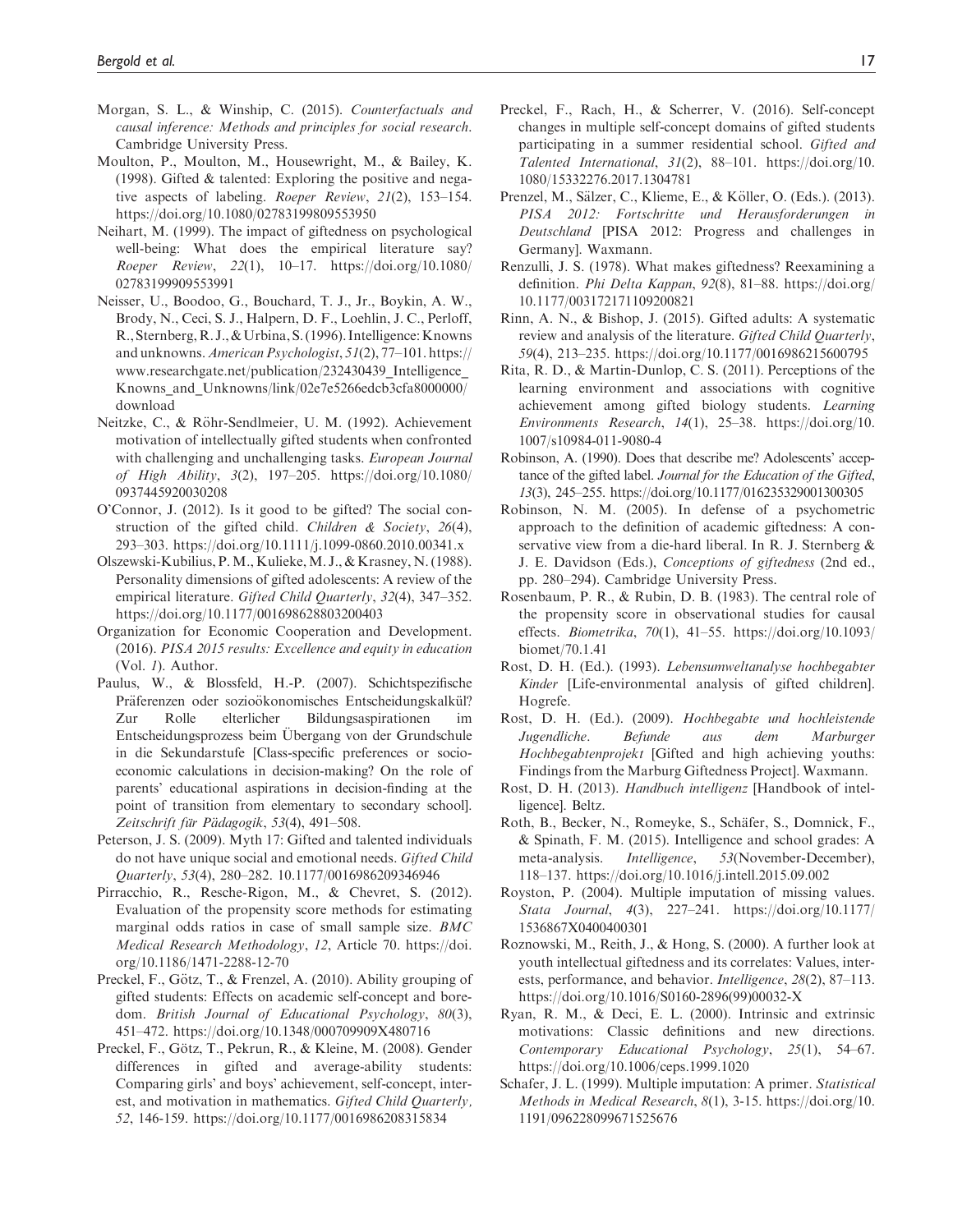Morgan, S. L., & Winship, C. (2015). *Counterfactuals and causal inference: Methods and principles for social research*. Cambridge University Press.

Moulton, P., Moulton, M., Housewright, M., & Bailey, K. (1998). Gifted & talented: Exploring the positive and negative aspects of labeling. *Roeper Review*, *21*(2), 153–154. https://doi.org/10.1080/02783199809553950

Neihart, M. (1999). The impact of giftedness on psychological well-being: What does the empirical literature say? *Roeper Review*, *22*(1), 10–17. https://doi.org/10.1080/02783199909553991

Neisser, U., Boodoo, G., Bouchard, T. J., Jr., Boykin, A. W., Brody, N., Ceci, S. J., Halpern, D. F., Loehlin, J. C., Perloff, R., Sternberg, R. J., & Urbina, S. (1996). Intelligence: Knowns and unknowns. *American Psychologist*, *51*(2), 77–101. https://www.researchgate.net/publication/232430439_Intelligence_Knowns_and_Unknowns/link/02e7e5266edcb3cfa8000000/download

Neitzke, C., & Röhr-Sendlmeier, U. M. (1992). Achievement motivation of intellectually gifted students when confronted with challenging and unchallenging tasks. *European Journal of High Ability*, *3*(2), 197–205. https://doi.org/10.1080/0937445920030208

O'Connor, J. (2012). Is it good to be gifted? The social construction of the gifted child. *Children & Society*, *26*(4), 293–303. https://doi.org/10.1111/j.1099-0860.2010.00341.x

Olszewski-Kubilius, P. M., Kulieke, M. J., & Krasney, N. (1988). Personality dimensions of gifted adolescents: A review of the empirical literature. *Gifted Child Quarterly*, *32*(4), 347–352. https://doi.org/10.1177/001698628803200403

Organization for Economic Cooperation and Development. (2016). *PISA 2015 results: Excellence and equity in education* (Vol. *1*). Author.

Paulus, W., & Blossfeld, H.-P. (2007). Schichtspezifische Präferenzen oder sozioökonomisches Entscheidungskalkül? Zur Rolle elterlicher Bildungsaspirationen im Entscheidungsprozess beim Übergang von der Grundschule in die Sekundarstufe [Class-specific preferences or socioeconomic calculations in decision-making? On the role of parents' educational aspirations in decision-finding at the point of transition from elementary to secondary school]. *Zeitschrift für Pädagogik*, *53*(4), 491–508.

Peterson, J. S. (2009). Myth 17: Gifted and talented individuals do not have unique social and emotional needs. *Gifted Child Quarterly*, *53*(4), 280–282. 10.1177/0016986209346946

Pirracchio, R., Resche-Rigon, M., & Chevret, S. (2012). Evaluation of the propensity score methods for estimating marginal odds ratios in case of small sample size. *BMC Medical Research Methodology*, *12*, Article 70. https://doi.org/10.1186/1471-2288-12-70

Preckel, F., Götz, T., & Frenzel, A. (2010). Ability grouping of gifted students: Effects on academic self-concept and boredom. *British Journal of Educational Psychology*, *80*(3), 451–472. https://doi.org/10.1348/000709909X480716

Preckel, F., Götz, T., Pekrun, R., & Kleine, M. (2008). Gender differences in gifted and average-ability students: Comparing girls' and boys' achievement, self-concept, interest, and motivation in mathematics. *Gifted Child Quarterly*, *52*, 146-159. https://doi.org/10.1177/0016986208315834

Preckel, F., Rach, H., & Scherrer, V. (2016). Self-concept changes in multiple self-concept domains of gifted students participating in a summer residential school. *Gifted and Talented International*, *31*(2), 88–101. https://doi.org/10.1080/15332276.2017.1304781

Prenzel, M., Sälzer, C., Klieme, E., & Köller, O. (Eds.). (2013). *PISA 2012: Fortschritte und Herausforderungen in Deutschland* [PISA 2012: Progress and challenges in Germany]. Waxmann.

Renzulli, J. S. (1978). What makes giftedness? Reexamining a definition. *Phi Delta Kappan*, *92*(8), 81–88. https://doi.org/10.1177/003172171109200821

Rinn, A. N., & Bishop, J. (2015). Gifted adults: A systematic review and analysis of the literature. *Gifted Child Quarterly*, *59*(4), 213–235. https://doi.org/10.1177/0016986215600795

Rita, R. D., & Martin-Dunlop, C. S. (2011). Perceptions of the learning environment and associations with cognitive achievement among gifted biology students. *Learning Environments Research*, *14*(1), 25–38. https://doi.org/10.1007/s10984-011-9080-4

Robinson, A. (1990). Does that describe me? Adolescents' acceptance of the gifted label. *Journal for the Education of the Gifted*, *13*(3), 245–255. https://doi.org/10.1177/016235329001300305

Robinson, N. M. (2005). In defense of a psychometric approach to the definition of academic giftedness: A conservative view from a die-hard liberal. In R. J. Sternberg & J. E. Davidson (Eds.), *Conceptions of giftedness* (2nd ed., pp. 280–294). Cambridge University Press.

Rosenbaum, P. R., & Rubin, D. B. (1983). The central role of the propensity score in observational studies for causal effects. *Biometrika*, *70*(1), 41–55. https://doi.org/10.1093/biomet/70.1.41

Rost, D. H. (Ed.). (1993). *Lebensumweltanalyse hochbegabter Kinder* [Life-environmental analysis of gifted children]. Hogrefe.

Rost, D. H. (Ed.). (2009). *Hochbegabte und hochleistende Jugendliche. Befunde aus dem Marburger Hochbegabtenprojekt* [Gifted and high achieving youths: Findings from the Marburg Giftedness Project]. Waxmann.

Rost, D. H. (2013). *Handbuch intelligenz* [Handbook of intelligence]. Beltz.

Roth, B., Becker, N., Romeyke, S., Schäfer, S., Domnick, F., & Spinath, F. M. (2015). Intelligence and school grades: A meta-analysis. *Intelligence*, *53*(November-December), 118–137. https://doi.org/10.1016/j.intell.2015.09.002

Royston, P. (2004). Multiple imputation of missing values. *Stata Journal*, *4*(3), 227–241. https://doi.org/10.1177/1536867X0400400301

Roznowski, M., Reith, J., & Hong, S. (2000). A further look at youth intellectual giftedness and its correlates: Values, interests, performance, and behavior. *Intelligence*, *28*(2), 87–113. https://doi.org/10.1016/S0160-2896(99)00032-X

Ryan, R. M., & Deci, E. L. (2000). Intrinsic and extrinsic motivations: Classic definitions and new directions. *Contemporary Educational Psychology*, *25*(1), 54–67. https://doi.org/10.1006/ceps.1999.1020

Schafer, J. L. (1999). Multiple imputation: A primer. *Statistical Methods in Medical Research*, *8*(1), 3-15. https://doi.org/10.1191/096228099671525676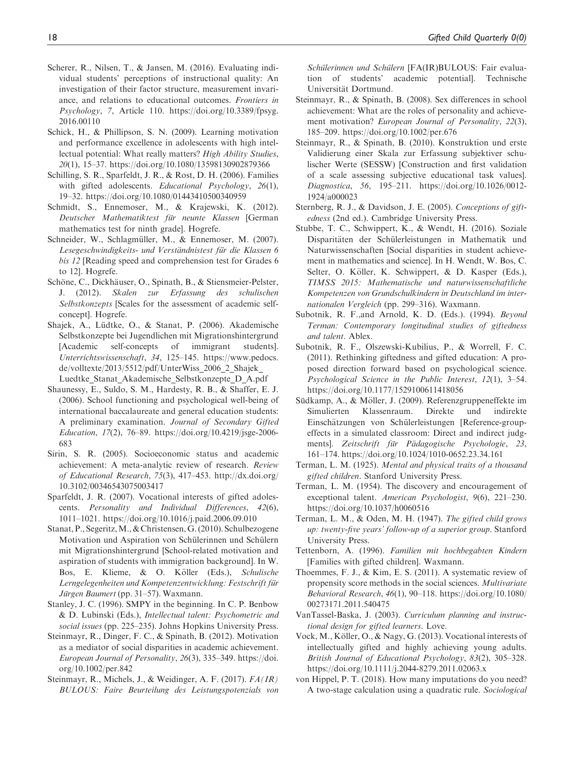Scherer, R., Nilsen, T., & Jansen, M. (2016). Evaluating individual students' perceptions of instructional quality: An investigation of their factor structure, measurement invariance, and relations to educational outcomes. *Frontiers in Psychology*, *7*, Article 110. https://doi.org/10.3389/fpsyg.2016.00110

Schick, H., & Phillipson, S. N. (2009). Learning motivation and performance excellence in adolescents with high intellectual potential: What really matters? *High Ability Studies*, *20*(1), 15–37. https://doi.org/10.1080/13598130902879366

Schilling, S. R., Sparfeldt, J. R., & Rost, D. H. (2006). Families with gifted adolescents. *Educational Psychology*, *26*(1), 19–32. https://doi.org/10.1080/01443410500340959

Schmidt, S., Ennemoser, M., & Krajewski, K. (2012). *Deutscher Mathematiktest für neunte Klassen* [German mathematics test for ninth grade]. Hogrefe.

Schneider, W., Schlagmüller, M., & Ennemoser, M. (2007). *Lesegeschwindigkeits- und Verständnistest für die Klassen 6 bis 12* [Reading speed and comprehension test for Grades 6 to 12]. Hogrefe.

Schöne, C., Dickhäuser, O., Spinath, B., & Stiensmeier-Pelster, J. (2012). *Skalen zur Erfassung des schulischen Selbstkonzepts* [Scales for the assessment of academic self-concept]. Hogrefe.

Shajek, A., Lüdtke, O., & Stanat, P. (2006). Akademische Selbstkonzepte bei Jugendlichen mit Migrationshintergrund [Academic self-concepts of immigrant students]. *Unterrichtswissenschaft*, *34*, 125–145. https://www.pedocs.de/volltexte/2013/5512/pdf/UnterWiss_2006_2_Shajek_Luedtke_Stanat_Akademische_Selbstkonzepte_D_A.pdf

Shaunessy, E., Suldo, S. M., Hardesty, R. B., & Shaffer, E. J. (2006). School functioning and psychological well-being of international baccalaureate and general education students: A preliminary examination. *Journal of Secondary Gifted Education*, *17*(2), 76–89. https://doi.org/10.4219/jsge-2006-683

Sirin, S. R. (2005). Socioeconomic status and academic achievement: A meta-analytic review of research. *Review of Educational Research*, *75*(3), 417–453. http://dx.doi.org/10.3102/00346543075003417

Sparfeldt, J. R. (2007). Vocational interests of gifted adolescents. *Personality and Individual Differences*, *42*(6), 1011–1021. https://doi.org/10.1016/j.paid.2006.09.010

Stanat, P., Segeritz, M., & Christensen, G. (2010). Schulbezogene Motivation und Aspiration von Schülerinnen und Schülern mit Migrationshintergrund [School-related motivation and aspiration of students with immigration background]. In W. Bos, E. Klieme, & O. Köller (Eds.), *Schulische Lerngelegenheiten und Kompetenzentwicklung: Festschrift für Jürgen Baumert* (pp. 31–57). Waxmann.

Stanley, J. C. (1996). SMPY in the beginning. In C. P. Benbow & D. Lubinski (Eds.), *Intellectual talent: Psychometric and social issues* (pp. 225–235). Johns Hopkins University Press.

Steinmayr, R., Dinger, F. C., & Spinath, B. (2012). Motivation as a mediator of social disparities in academic achievement. *European Journal of Personality*, *26*(3), 335–349. https://doi.org/10.1002/per.842

Steinmayr, R., Michels, J., & Weidinger, A. F. (2017). *FA(IR)BULOUS: Faire Beurteilung des Leistungspotenzials von Schülerinnen und Schülern* [FA(IR)BULOUS: Fair evaluation of students' academic potential]. Technische Universität Dortmund.

Steinmayr, R., & Spinath, B. (2008). Sex differences in school achievement: What are the roles of personality and achievement motivation? *European Journal of Personality*, *22*(3), 185–209. https://doi.org/10.1002/per.676

Steinmayr, R., & Spinath, B. (2010). Konstruktion und erste Validierung einer Skala zur Erfassung subjektiver schulischer Werte (SESSW) [Construction and first validation of a scale assessing subjective educational task values]. *Diagnostica*, *56*, 195–211. https://doi.org/10.1026/0012-1924/a000023

Sternberg, R. J., & Davidson, J. E. (2005). *Conceptions of giftedness* (2nd ed.). Cambridge University Press.

Stubbe, T. C., Schwippert, K., & Wendt, H. (2016). Soziale Disparitäten der Schülerleistungen in Mathematik und Naturwissenschaften [Social disparities in student achievement in mathematics and science]. In H. Wendt, W. Bos, C. Selter, O. Köller, K. Schwippert, & D. Kasper (Eds.), *TIMSS 2015: Mathematische und naturwissenschaftliche Kompetenzen von Grundschulkindern in Deutschland im internationalen Vergleich* (pp. 299–316). Waxmann.

Subotnik, R. F.,and Arnold, K. D. (Eds.). (1994). *Beyond Terman: Contemporary longitudinal studies of giftedness and talent*. Ablex.

Subotnik, R. F., Olszewski-Kubilius, P., & Worrell, F. C. (2011). Rethinking giftedness and gifted education: A proposed direction forward based on psychological science. *Psychological Science in the Public Interest*, *12*(1), 3–54. https://doi.org/10.1177/1529100611418056

Südkamp, A., & Möller, J. (2009). Referenzgruppeneffekte im Simulierten Klassenraum. Direkte und indirekte Einschätzungen von Schülerleistungen [Reference-group-effects in a simulated classroom: Direct and indirect judgments]. *Zeitschrift für Pädagogische Psychologie*, *23*, 161–174. https://doi.org/10.1024/1010-0652.23.34.161

Terman, L. M. (1925). *Mental and physical traits of a thousand gifted children*. Stanford University Press.

Terman, L. M. (1954). The discovery and encouragement of exceptional talent. *American Psychologist*, *9*(6), 221–230. https://doi.org/10.1037/h0060516

Terman, L. M., & Oden, M. H. (1947). *The gifted child grows up: twenty-five years' follow-up of a superior group*. Stanford University Press.

Tettenborn, A. (1996). *Familien mit hochbegabten Kindern* [Families with gifted children]. Waxmann.

Thoemmes, F. J., & Kim, E. S. (2011). A systematic review of propensity score methods in the social sciences. *Multivariate Behavioral Research*, *46*(1), 90–118. https://doi.org/10.1080/00273171.2011.540475

VanTassel-Baska, J. (2003). *Curriculum planning and instructional design for gifted learners*. Love.

Vock, M., Köller, O., & Nagy, G. (2013). Vocational interests of intellectually gifted and highly achieving young adults. *British Journal of Educational Psychology*, *83*(2), 305–328. https://doi.org/10.1111/j.2044-8279.2011.02063.x

von Hippel, P. T. (2018). How many imputations do you need? A two-stage calculation using a quadratic rule. *Sociological*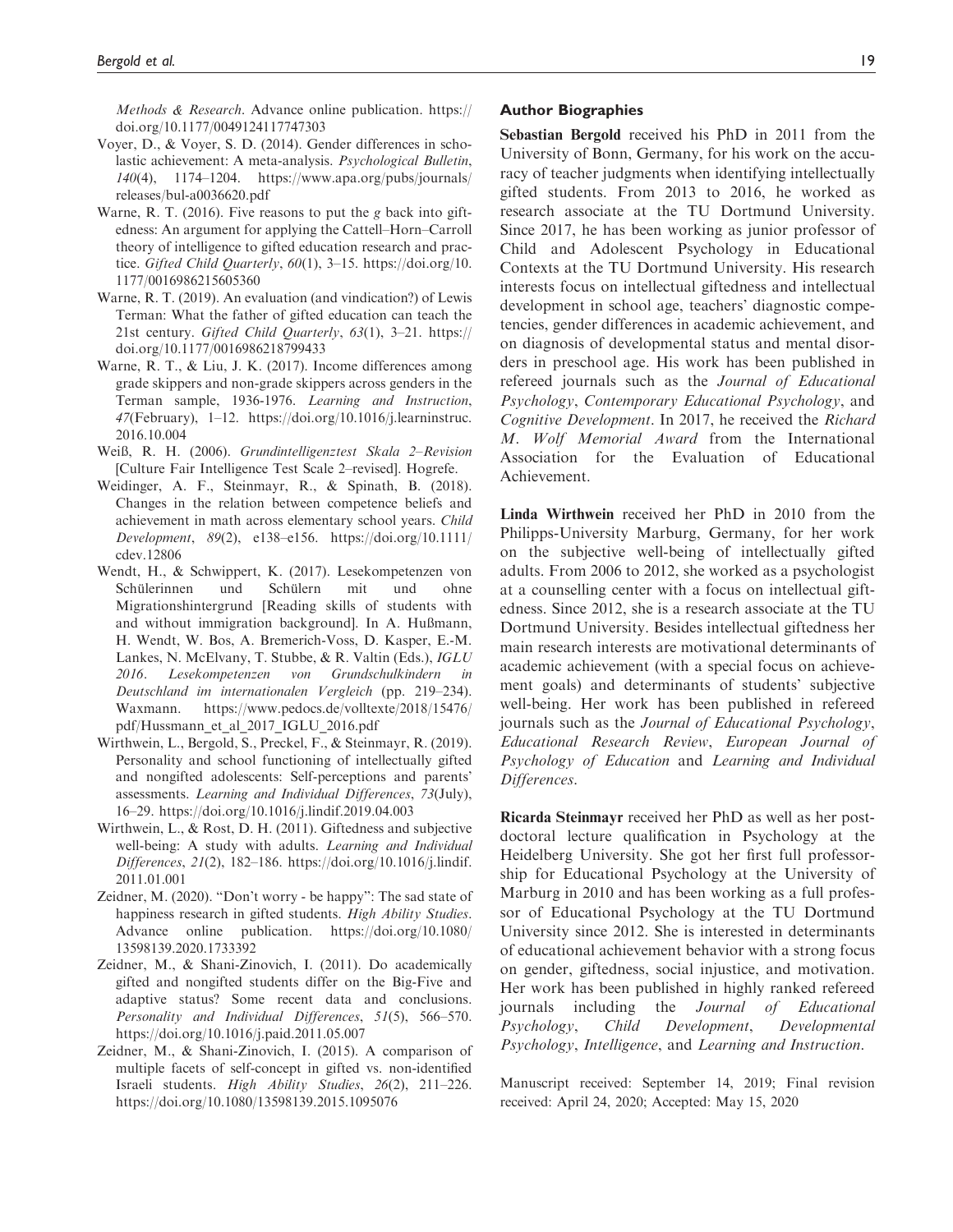*Methods & Research*. Advance online publication. https://doi.org/10.1177/0049124117747303

Voyer, D., & Voyer, S. D. (2014). Gender differences in scholastic achievement: A meta-analysis. *Psychological Bulletin*, *140*(4), 1174–1204. https://www.apa.org/pubs/journals/releases/bul-a0036620.pdf

Warne, R. T. (2016). Five reasons to put the *g* back into giftedness: An argument for applying the Cattell–Horn–Carroll theory of intelligence to gifted education research and practice. *Gifted Child Quarterly*, *60*(1), 3–15. https://doi.org/10.1177/0016986215605360

Warne, R. T. (2019). An evaluation (and vindication?) of Lewis Terman: What the father of gifted education can teach the 21st century. *Gifted Child Quarterly*, *63*(1), 3–21. https://doi.org/10.1177/0016986218799433

Warne, R. T., & Liu, J. K. (2017). Income differences among grade skippers and non-grade skippers across genders in the Terman sample, 1936-1976. *Learning and Instruction*, *47*(February), 1–12. https://doi.org/10.1016/j.learninstruc.2016.10.004

Weiß, R. H. (2006). *Grundintelligenztest Skala 2–Revision* [Culture Fair Intelligence Test Scale 2–revised]. Hogrefe.

Weidinger, A. F., Steinmayr, R., & Spinath, B. (2018). Changes in the relation between competence beliefs and achievement in math across elementary school years. *Child Development*, *89*(2), e138–e156. https://doi.org/10.1111/cdev.12806

Wendt, H., & Schwippert, K. (2017). Lesekompetenzen von Schülerinnen und Schülern mit und ohne Migrationshintergrund [Reading skills of students with and without immigration background]. In A. Hußmann, H. Wendt, W. Bos, A. Bremerich-Voss, D. Kasper, E.-M. Lankes, N. McElvany, T. Stubbe, & R. Valtin (Eds.), *IGLU 2016. Lesekompetenzen von Grundschulkindern in Deutschland im internationalen Vergleich* (pp. 219–234). Waxmann. https://www.pedocs.de/volltexte/2018/15476/pdf/Hussmann_et_al_2017_IGLU_2016.pdf

Wirthwein, L., Bergold, S., Preckel, F., & Steinmayr, R. (2019). Personality and school functioning of intellectually gifted and nongifted adolescents: Self-perceptions and parents' assessments. *Learning and Individual Differences*, *73*(July), 16–29. https://doi.org/10.1016/j.lindif.2019.04.003

Wirthwein, L., & Rost, D. H. (2011). Giftedness and subjective well-being: A study with adults. *Learning and Individual Differences*, *21*(2), 182–186. https://doi.org/10.1016/j.lindif.2011.01.001

Zeidner, M. (2020). "Don't worry - be happy": The sad state of happiness research in gifted students. *High Ability Studies*. Advance online publication. https://doi.org/10.1080/13598139.2020.1733392

Zeidner, M., & Shani-Zinovich, I. (2011). Do academically gifted and nongifted students differ on the Big-Five and adaptive status? Some recent data and conclusions. *Personality and Individual Differences*, *51*(5), 566–570. https://doi.org/10.1016/j.paid.2011.05.007

Zeidner, M., & Shani-Zinovich, I. (2015). A comparison of multiple facets of self-concept in gifted vs. non-identified Israeli students. *High Ability Studies*, *26*(2), 211–226. https://doi.org/10.1080/13598139.2015.1095076

## Author Biographies

**Sebastian Bergold** received his PhD in 2011 from the University of Bonn, Germany, for his work on the accuracy of teacher judgments when identifying intellectually gifted students. From 2013 to 2016, he worked as research associate at the TU Dortmund University. Since 2017, he has been working as junior professor of Child and Adolescent Psychology in Educational Contexts at the TU Dortmund University. His research interests focus on intellectual giftedness and intellectual development in school age, teachers' diagnostic competencies, gender differences in academic achievement, and on diagnosis of developmental status and mental disorders in preschool age. His work has been published in refereed journals such as the *Journal of Educational Psychology*, *Contemporary Educational Psychology*, and *Cognitive Development*. In 2017, he received the *Richard M. Wolf Memorial Award* from the International Association for the Evaluation of Educational Achievement.

**Linda Wirthwein** received her PhD in 2010 from the Philipps-University Marburg, Germany, for her work on the subjective well-being of intellectually gifted adults. From 2006 to 2012, she worked as a psychologist at a counselling center with a focus on intellectual giftedness. Since 2012, she is a research associate at the TU Dortmund University. Besides intellectual giftedness her main research interests are motivational determinants of academic achievement (with a special focus on achievement goals) and determinants of students' subjective well-being. Her work has been published in refereed journals such as the *Journal of Educational Psychology*, *Educational Research Review*, *European Journal of Psychology of Education* and *Learning and Individual Differences*.

**Ricarda Steinmayr** received her PhD as well as her postdoctoral lecture qualification in Psychology at the Heidelberg University. She got her first full professorship for Educational Psychology at the University of Marburg in 2010 and has been working as a full professor of Educational Psychology at the TU Dortmund University since 2012. She is interested in determinants of educational achievement behavior with a strong focus on gender, giftedness, social injustice, and motivation. Her work has been published in highly ranked refereed journals including the *Journal of Educational Psychology*, *Child Development*, *Developmental Psychology*, *Intelligence*, and *Learning and Instruction*.

Manuscript received: September 14, 2019; Final revision received: April 24, 2020; Accepted: May 15, 2020